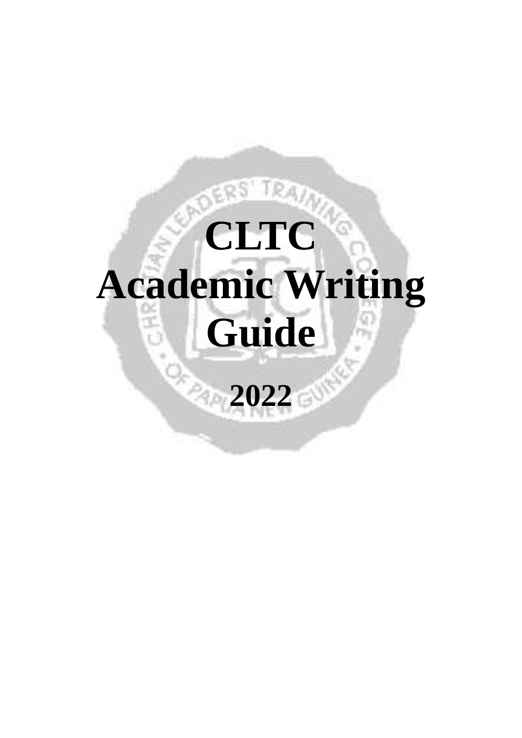# CLTC Academic Writing Guide

## 2022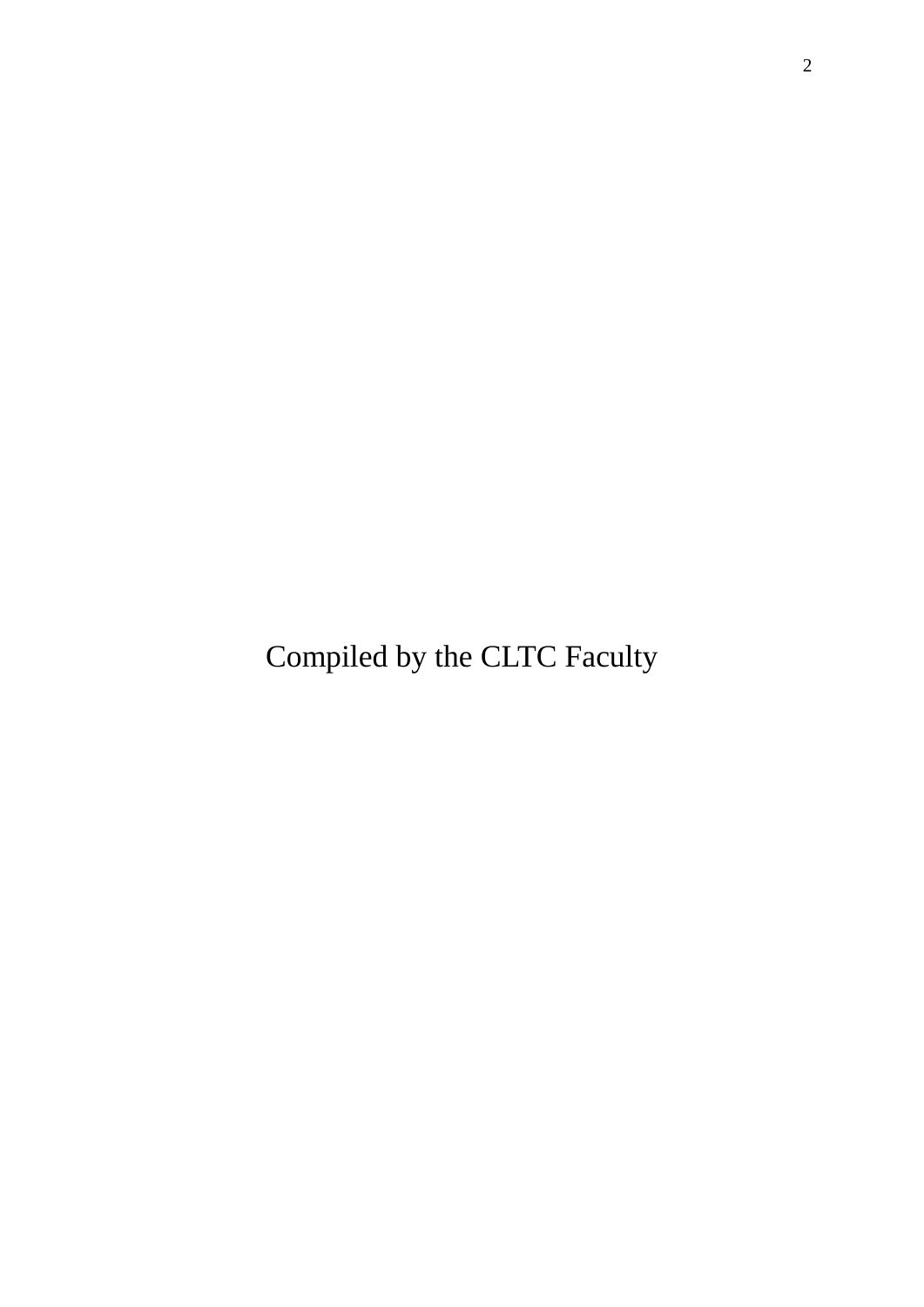Compiled by the CLTC Faculty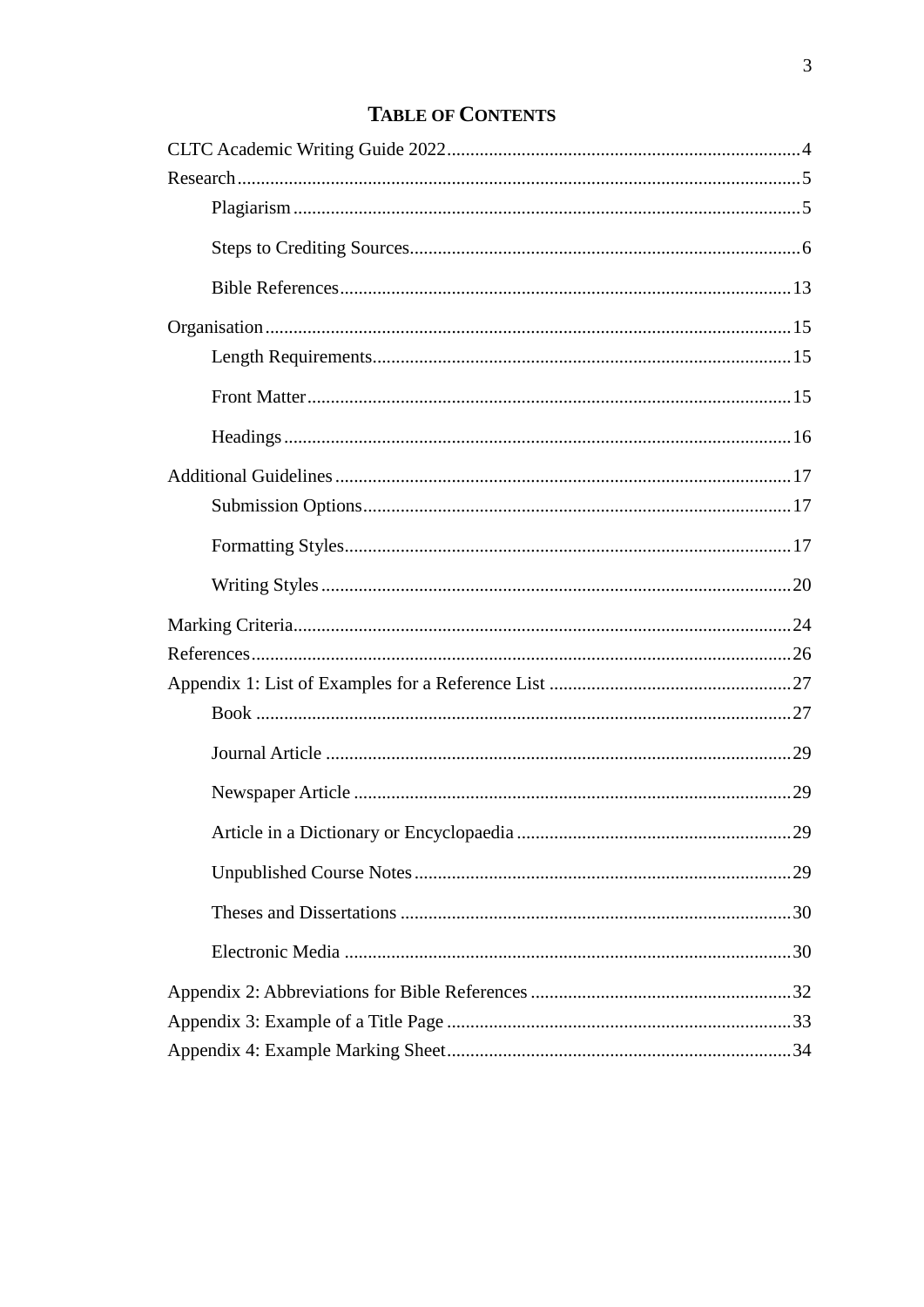# Table of Contents

CLTC Academic Writing Guide 2022 .......... 4

Research .......... 5

- Plagiarism .......... 5
- Steps to Crediting Sources .......... 6
- Bible References .......... 13

Organisation .......... 15

- Length Requirements .......... 15
- Front Matter .......... 15
- Headings .......... 16

Additional Guidelines .......... 17

- Submission Options .......... 17
- Formatting Styles .......... 17
- Writing Styles .......... 20

Marking Criteria .......... 24

References .......... 26

Appendix 1: List of Examples for a Reference List .......... 27

- Book .......... 27
- Journal Article .......... 29
- Newspaper Article .......... 29
- Article in a Dictionary or Encyclopaedia .......... 29
- Unpublished Course Notes .......... 29
- Theses and Dissertations .......... 30
- Electronic Media .......... 30

Appendix 2: Abbreviations for Bible References .......... 32

Appendix 3: Example of a Title Page .......... 33

Appendix 4: Example Marking Sheet .......... 34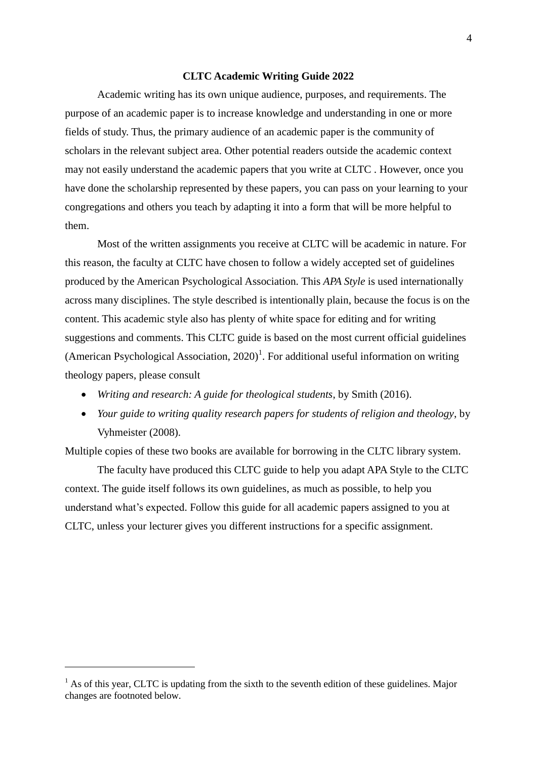# CLTC Academic Writing Guide 2022

Academic writing has its own unique audience, purposes, and requirements. The purpose of an academic paper is to increase knowledge and understanding in one or more fields of study. Thus, the primary audience of an academic paper is the community of scholars in the relevant subject area. Other potential readers outside the academic context may not easily understand the academic papers that you write at CLTC . However, once you have done the scholarship represented by these papers, you can pass on your learning to your congregations and others you teach by adapting it into a form that will be more helpful to them.

Most of the written assignments you receive at CLTC will be academic in nature. For this reason, the faculty at CLTC have chosen to follow a widely accepted set of guidelines produced by the American Psychological Association. This *APA Style* is used internationally across many disciplines. The style described is intentionally plain, because the focus is on the content. This academic style also has plenty of white space for editing and for writing suggestions and comments. This CLTC guide is based on the most current official guidelines (American Psychological Association, 2020)[1]. For additional useful information on writing theology papers, please consult

- *Writing and research: A guide for theological students*, by Smith (2016).
- *Your guide to writing quality research papers for students of religion and theology*, by Vyhmeister (2008).

Multiple copies of these two books are available for borrowing in the CLTC library system.

The faculty have produced this CLTC guide to help you adapt APA Style to the CLTC context. The guide itself follows its own guidelines, as much as possible, to help you understand what's expected. Follow this guide for all academic papers assigned to you at CLTC, unless your lecturer gives you different instructions for a specific assignment.

---

[1] As of this year, CLTC is updating from the sixth to the seventh edition of these guidelines. Major changes are footnoted below.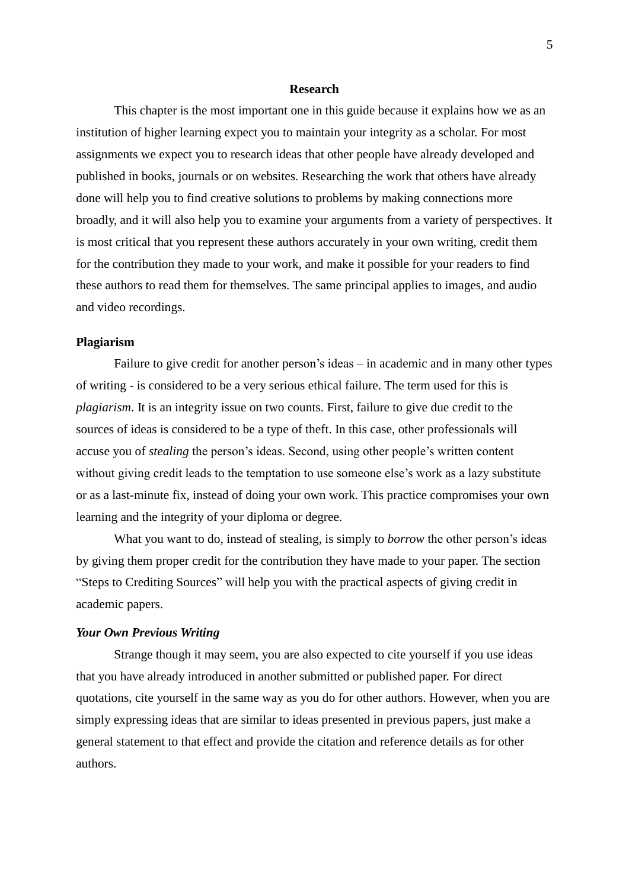# Research

This chapter is the most important one in this guide because it explains how we as an institution of higher learning expect you to maintain your integrity as a scholar. For most assignments we expect you to research ideas that other people have already developed and published in books, journals or on websites. Researching the work that others have already done will help you to find creative solutions to problems by making connections more broadly, and it will also help you to examine your arguments from a variety of perspectives. It is most critical that you represent these authors accurately in your own writing, credit them for the contribution they made to your work, and make it possible for your readers to find these authors to read them for themselves. The same principal applies to images, and audio and video recordings.

## Plagiarism

Failure to give credit for another person's ideas – in academic and in many other types of writing - is considered to be a very serious ethical failure. The term used for this is *plagiarism*. It is an integrity issue on two counts. First, failure to give due credit to the sources of ideas is considered to be a type of theft. In this case, other professionals will accuse you of *stealing* the person's ideas. Second, using other people's written content without giving credit leads to the temptation to use someone else's work as a lazy substitute or as a last-minute fix, instead of doing your own work. This practice compromises your own learning and the integrity of your diploma or degree.

What you want to do, instead of stealing, is simply to *borrow* the other person's ideas by giving them proper credit for the contribution they have made to your paper. The section "Steps to Crediting Sources" will help you with the practical aspects of giving credit in academic papers.

### *Your Own Previous Writing*

Strange though it may seem, you are also expected to cite yourself if you use ideas that you have already introduced in another submitted or published paper. For direct quotations, cite yourself in the same way as you do for other authors. However, when you are simply expressing ideas that are similar to ideas presented in previous papers, just make a general statement to that effect and provide the citation and reference details as for other authors.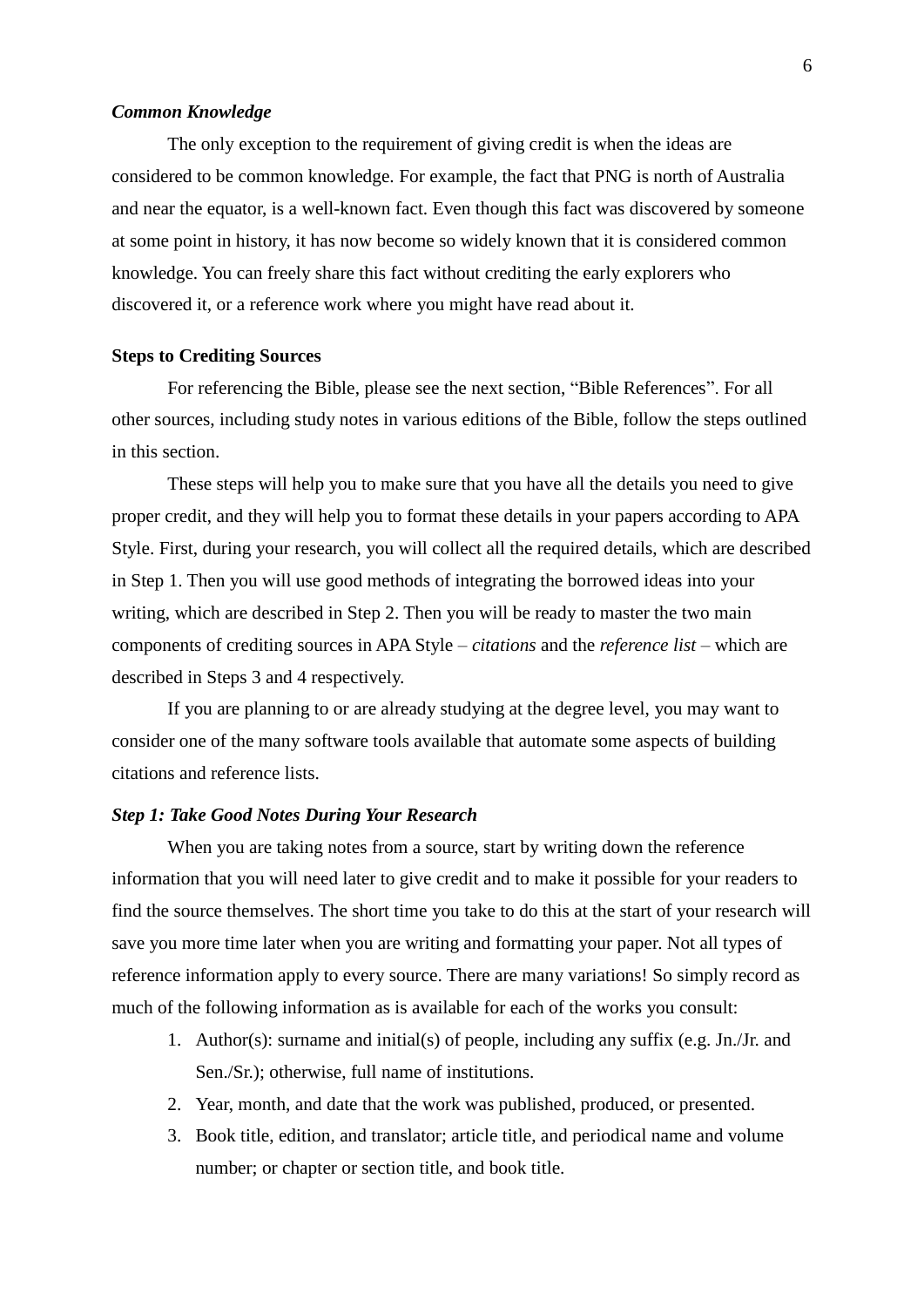### *Common Knowledge*

The only exception to the requirement of giving credit is when the ideas are considered to be common knowledge. For example, the fact that PNG is north of Australia and near the equator, is a well-known fact. Even though this fact was discovered by someone at some point in history, it has now become so widely known that it is considered common knowledge. You can freely share this fact without crediting the early explorers who discovered it, or a reference work where you might have read about it.

## Steps to Crediting Sources

For referencing the Bible, please see the next section, "Bible References". For all other sources, including study notes in various editions of the Bible, follow the steps outlined in this section.

These steps will help you to make sure that you have all the details you need to give proper credit, and they will help you to format these details in your papers according to APA Style. First, during your research, you will collect all the required details, which are described in Step 1. Then you will use good methods of integrating the borrowed ideas into your writing, which are described in Step 2. Then you will be ready to master the two main components of crediting sources in APA Style – *citations* and the *reference list* – which are described in Steps 3 and 4 respectively.

If you are planning to or are already studying at the degree level, you may want to consider one of the many software tools available that automate some aspects of building citations and reference lists.

### *Step 1: Take Good Notes During Your Research*

When you are taking notes from a source, start by writing down the reference information that you will need later to give credit and to make it possible for your readers to find the source themselves. The short time you take to do this at the start of your research will save you more time later when you are writing and formatting your paper. Not all types of reference information apply to every source. There are many variations! So simply record as much of the following information as is available for each of the works you consult:

1. Author(s): surname and initial(s) of people, including any suffix (e.g. Jn./Jr. and Sen./Sr.); otherwise, full name of institutions.
2. Year, month, and date that the work was published, produced, or presented.
3. Book title, edition, and translator; article title, and periodical name and volume number; or chapter or section title, and book title.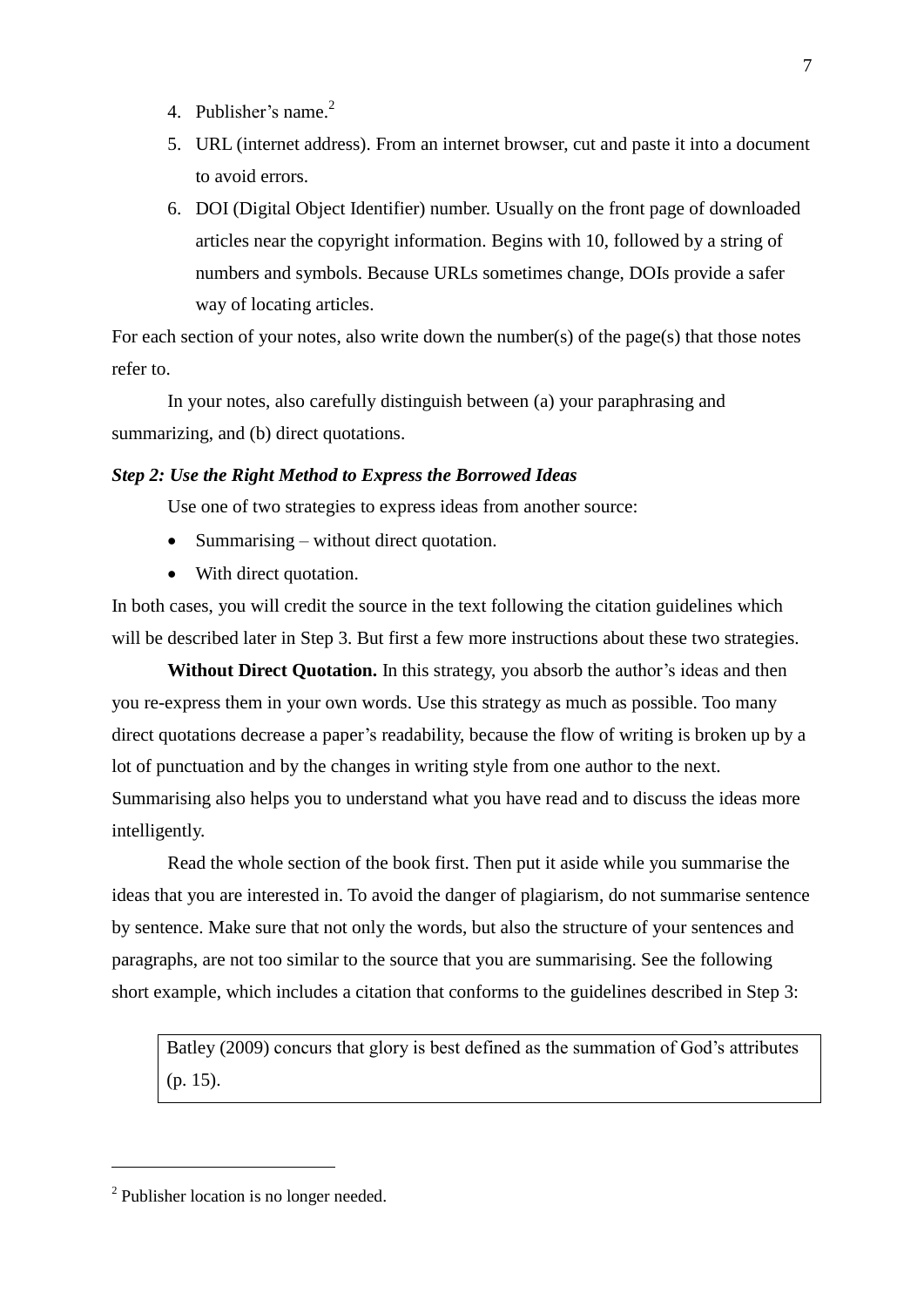4. Publisher's name.[2]
5. URL (internet address). From an internet browser, cut and paste it into a document to avoid errors.
6. DOI (Digital Object Identifier) number. Usually on the front page of downloaded articles near the copyright information. Begins with 10, followed by a string of numbers and symbols. Because URLs sometimes change, DOIs provide a safer way of locating articles.

For each section of your notes, also write down the number(s) of the page(s) that those notes refer to.

In your notes, also carefully distinguish between (a) your paraphrasing and summarizing, and (b) direct quotations.

***Step 2: Use the Right Method to Express the Borrowed Ideas***

Use one of two strategies to express ideas from another source:

- Summarising – without direct quotation.
- With direct quotation.

In both cases, you will credit the source in the text following the citation guidelines which will be described later in Step 3. But first a few more instructions about these two strategies.

**Without Direct Quotation.** In this strategy, you absorb the author's ideas and then you re-express them in your own words. Use this strategy as much as possible. Too many direct quotations decrease a paper's readability, because the flow of writing is broken up by a lot of punctuation and by the changes in writing style from one author to the next. Summarising also helps you to understand what you have read and to discuss the ideas more intelligently.

Read the whole section of the book first. Then put it aside while you summarise the ideas that you are interested in. To avoid the danger of plagiarism, do not summarise sentence by sentence. Make sure that not only the words, but also the structure of your sentences and paragraphs, are not too similar to the source that you are summarising. See the following short example, which includes a citation that conforms to the guidelines described in Step 3:

> Batley (2009) concurs that glory is best defined as the summation of God's attributes (p. 15).

[2] Publisher location is no longer needed.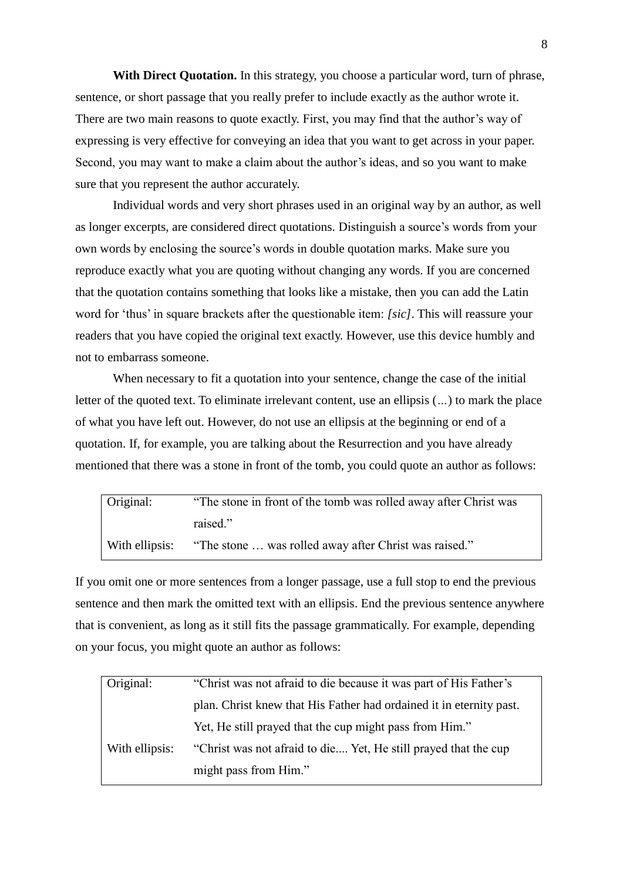**With Direct Quotation.** In this strategy, you choose a particular word, turn of phrase, sentence, or short passage that you really prefer to include exactly as the author wrote it. There are two main reasons to quote exactly. First, you may find that the author's way of expressing is very effective for conveying an idea that you want to get across in your paper. Second, you may want to make a claim about the author's ideas, and so you want to make sure that you represent the author accurately.

Individual words and very short phrases used in an original way by an author, as well as longer excerpts, are considered direct quotations. Distinguish a source's words from your own words by enclosing the source's words in double quotation marks. Make sure you reproduce exactly what you are quoting without changing any words. If you are concerned that the quotation contains something that looks like a mistake, then you can add the Latin word for 'thus' in square brackets after the questionable item: *[sic]*. This will reassure your readers that you have copied the original text exactly. However, use this device humbly and not to embarrass someone.

When necessary to fit a quotation into your sentence, change the case of the initial letter of the quoted text. To eliminate irrelevant content, use an ellipsis (...) to mark the place of what you have left out. However, do not use an ellipsis at the beginning or end of a quotation. If, for example, you are talking about the Resurrection and you have already mentioned that there was a stone in front of the tomb, you could quote an author as follows:

| | |
|---|---|
| Original: | "The stone in front of the tomb was rolled away after Christ was raised." |
| With ellipsis: | "The stone … was rolled away after Christ was raised." |

If you omit one or more sentences from a longer passage, use a full stop to end the previous sentence and then mark the omitted text with an ellipsis. End the previous sentence anywhere that is convenient, as long as it still fits the passage grammatically. For example, depending on your focus, you might quote an author as follows:

| | |
|---|---|
| Original: | "Christ was not afraid to die because it was part of His Father's plan. Christ knew that His Father had ordained it in eternity past. Yet, He still prayed that the cup might pass from Him." |
| With ellipsis: | "Christ was not afraid to die.... Yet, He still prayed that the cup might pass from Him." |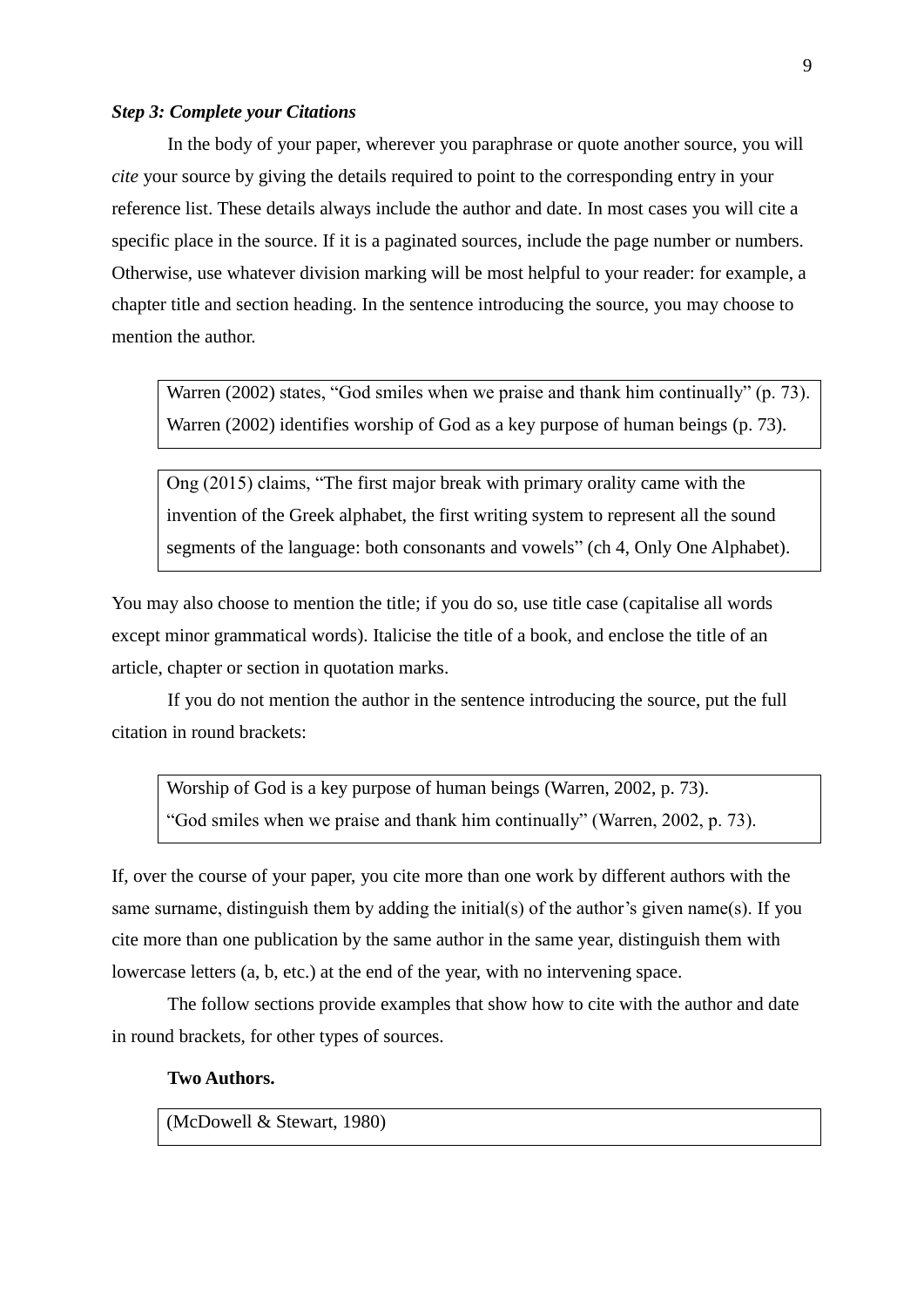***Step 3: Complete your Citations***

In the body of your paper, wherever you paraphrase or quote another source, you will *cite* your source by giving the details required to point to the corresponding entry in your reference list. These details always include the author and date. In most cases you will cite a specific place in the source. If it is a paginated sources, include the page number or numbers. Otherwise, use whatever division marking will be most helpful to your reader: for example, a chapter title and section heading. In the sentence introducing the source, you may choose to mention the author.

> Warren (2002) states, "God smiles when we praise and thank him continually" (p. 73).
> Warren (2002) identifies worship of God as a key purpose of human beings (p. 73).

> Ong (2015) claims, "The first major break with primary orality came with the invention of the Greek alphabet, the first writing system to represent all the sound segments of the language: both consonants and vowels" (ch 4, Only One Alphabet).

You may also choose to mention the title; if you do so, use title case (capitalise all words except minor grammatical words). Italicise the title of a book, and enclose the title of an article, chapter or section in quotation marks.

If you do not mention the author in the sentence introducing the source, put the full citation in round brackets:

> Worship of God is a key purpose of human beings (Warren, 2002, p. 73).
> "God smiles when we praise and thank him continually" (Warren, 2002, p. 73).

If, over the course of your paper, you cite more than one work by different authors with the same surname, distinguish them by adding the initial(s) of the author's given name(s). If you cite more than one publication by the same author in the same year, distinguish them with lowercase letters (a, b, etc.) at the end of the year, with no intervening space.

The follow sections provide examples that show how to cite with the author and date in round brackets, for other types of sources.

**Two Authors.**

> (McDowell & Stewart, 1980)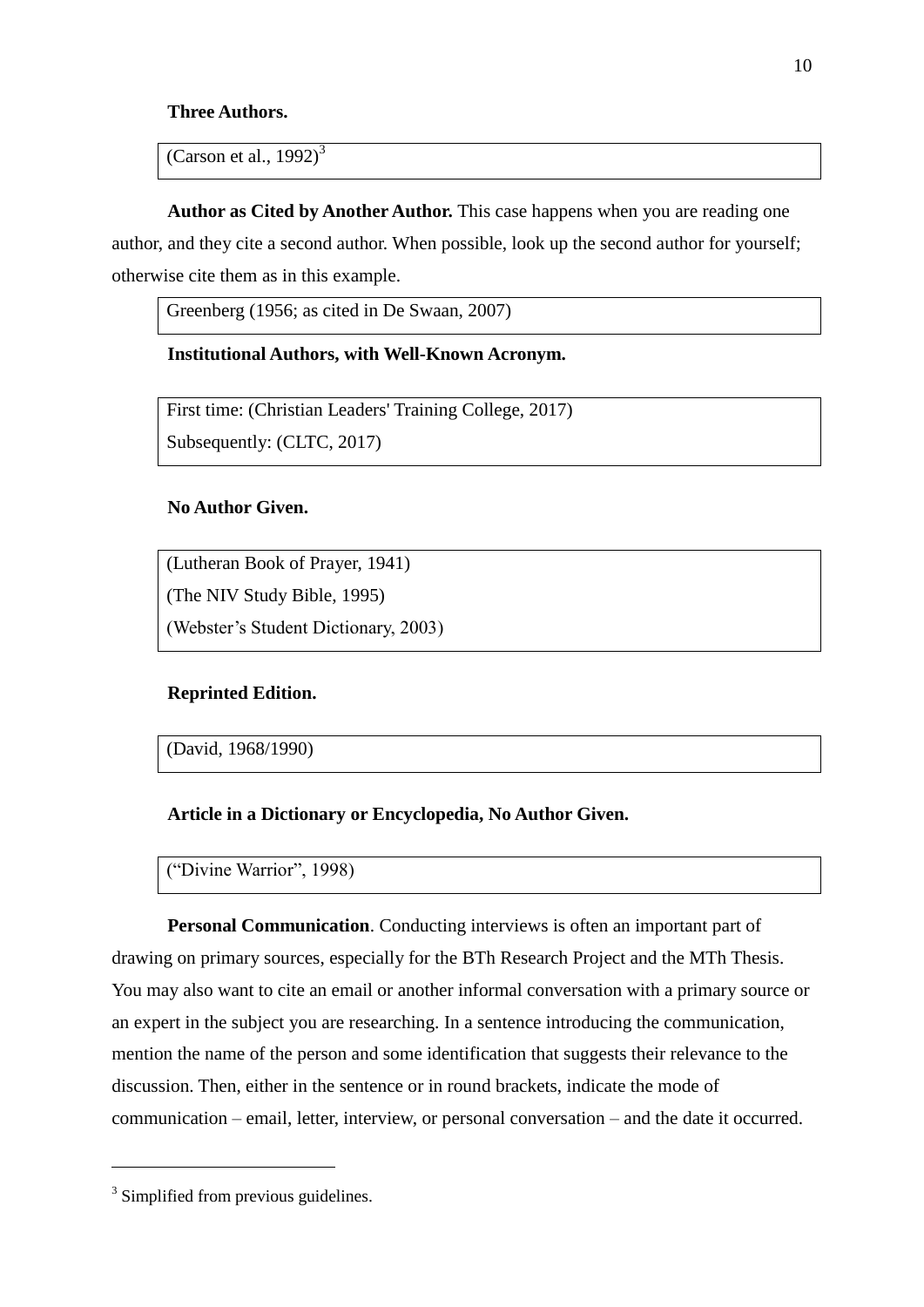**Three Authors.**

(Carson et al., 1992)[3]

**Author as Cited by Another Author.** This case happens when you are reading one author, and they cite a second author. When possible, look up the second author for yourself; otherwise cite them as in this example.

Greenberg (1956; as cited in De Swaan, 2007)

**Institutional Authors, with Well-Known Acronym.**

First time: (Christian Leaders' Training College, 2017)
Subsequently: (CLTC, 2017)

**No Author Given.**

(Lutheran Book of Prayer, 1941)
(The NIV Study Bible, 1995)
(Webster's Student Dictionary, 2003)

**Reprinted Edition.**

(David, 1968/1990)

**Article in a Dictionary or Encyclopedia, No Author Given.**

("Divine Warrior", 1998)

**Personal Communication**. Conducting interviews is often an important part of drawing on primary sources, especially for the BTh Research Project and the MTh Thesis. You may also want to cite an email or another informal conversation with a primary source or an expert in the subject you are researching. In a sentence introducing the communication, mention the name of the person and some identification that suggests their relevance to the discussion. Then, either in the sentence or in round brackets, indicate the mode of communication – email, letter, interview, or personal conversation – and the date it occurred.

---

[3] Simplified from previous guidelines.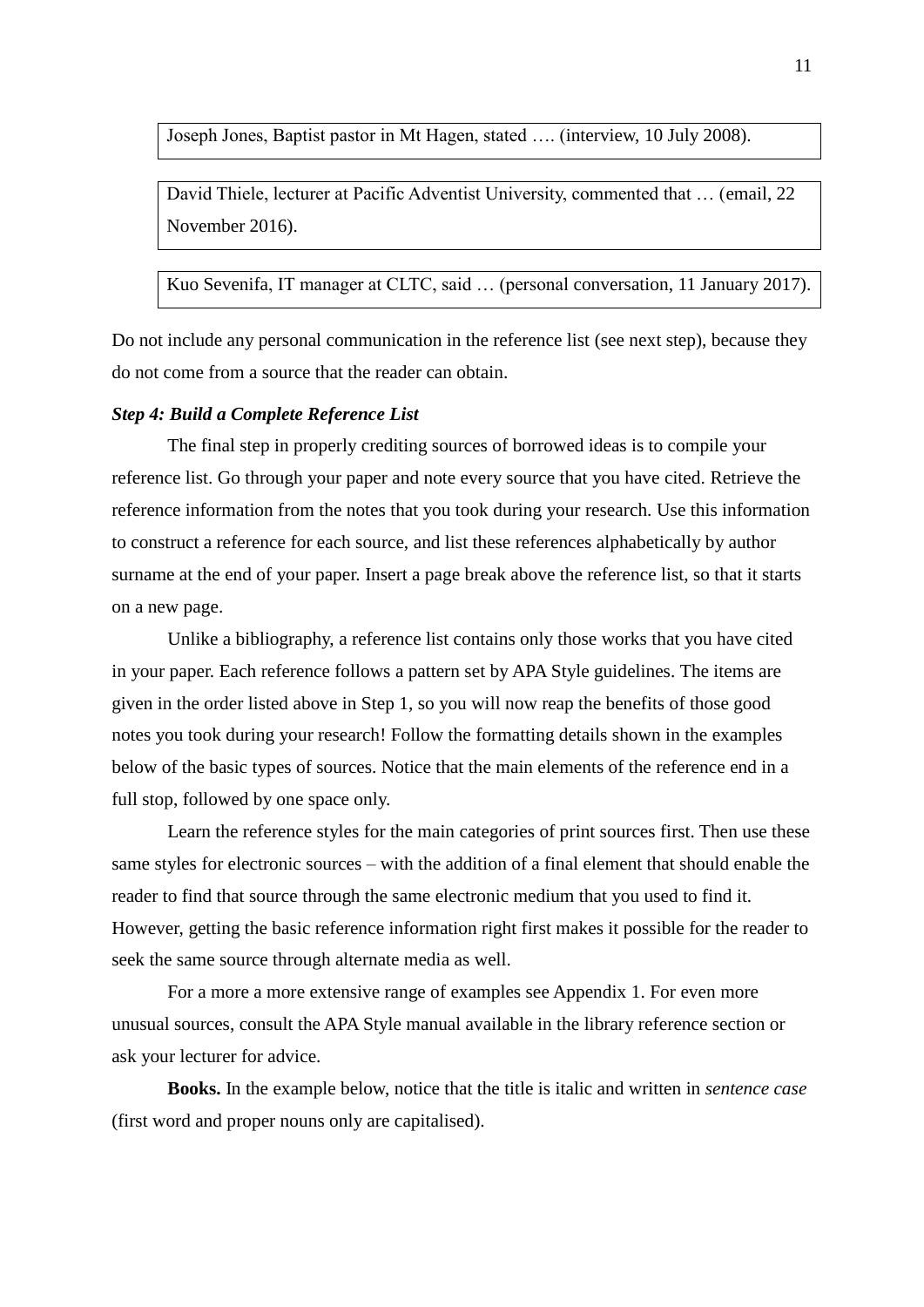Joseph Jones, Baptist pastor in Mt Hagen, stated …. (interview, 10 July 2008).

David Thiele, lecturer at Pacific Adventist University, commented that … (email, 22 November 2016).

Kuo Sevenifa, IT manager at CLTC, said … (personal conversation, 11 January 2017).

Do not include any personal communication in the reference list (see next step), because they do not come from a source that the reader can obtain.

***Step 4: Build a Complete Reference List***

The final step in properly crediting sources of borrowed ideas is to compile your reference list. Go through your paper and note every source that you have cited. Retrieve the reference information from the notes that you took during your research. Use this information to construct a reference for each source, and list these references alphabetically by author surname at the end of your paper. Insert a page break above the reference list, so that it starts on a new page.

Unlike a bibliography, a reference list contains only those works that you have cited in your paper. Each reference follows a pattern set by APA Style guidelines. The items are given in the order listed above in Step 1, so you will now reap the benefits of those good notes you took during your research! Follow the formatting details shown in the examples below of the basic types of sources. Notice that the main elements of the reference end in a full stop, followed by one space only.

Learn the reference styles for the main categories of print sources first. Then use these same styles for electronic sources – with the addition of a final element that should enable the reader to find that source through the same electronic medium that you used to find it. However, getting the basic reference information right first makes it possible for the reader to seek the same source through alternate media as well.

For a more a more extensive range of examples see Appendix 1. For even more unusual sources, consult the APA Style manual available in the library reference section or ask your lecturer for advice.

**Books.** In the example below, notice that the title is italic and written in *sentence case* (first word and proper nouns only are capitalised).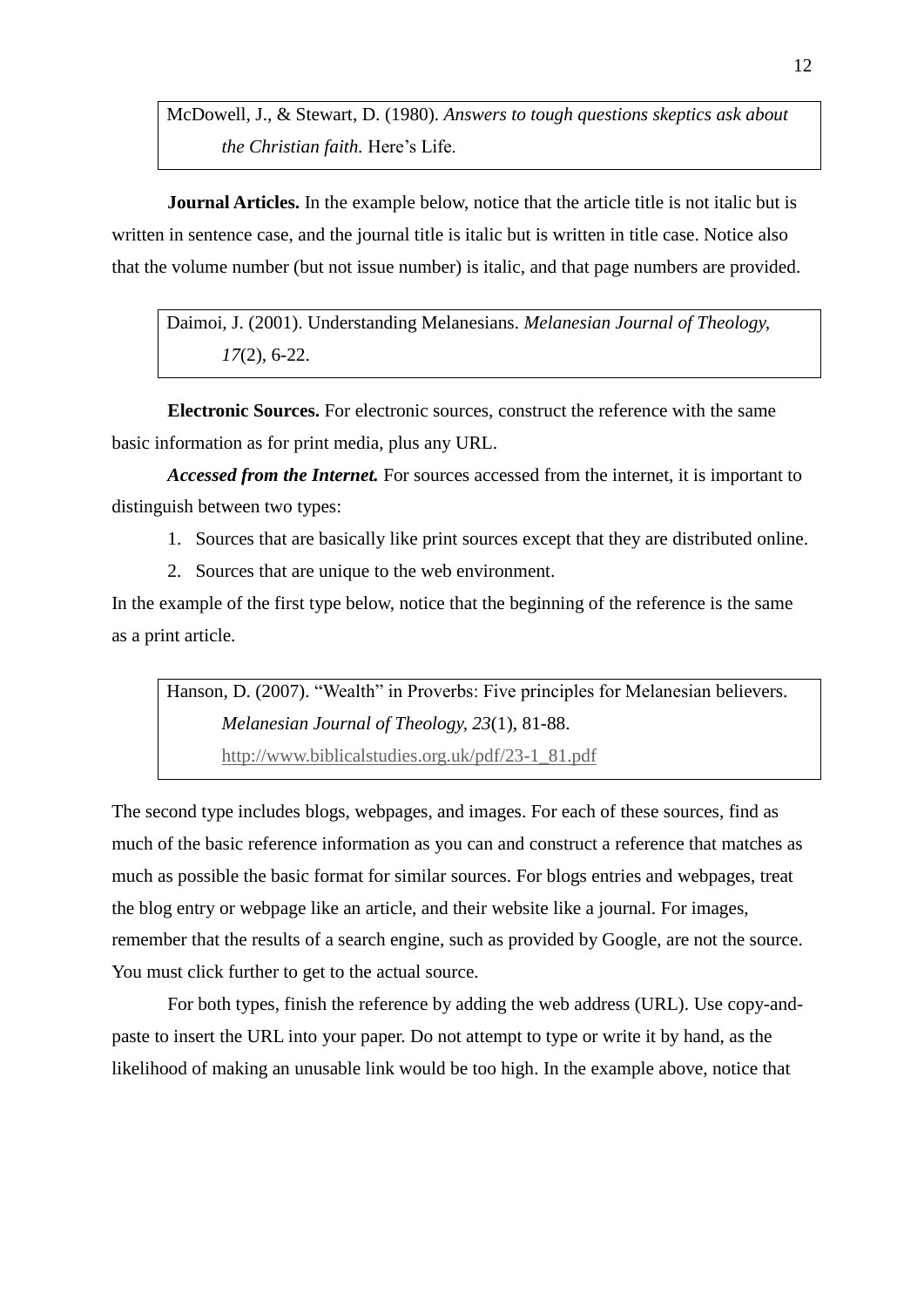McDowell, J., & Stewart, D. (1980). *Answers to tough questions skeptics ask about the Christian faith.* Here's Life.

**Journal Articles.** In the example below, notice that the article title is not italic but is written in sentence case, and the journal title is italic but is written in title case. Notice also that the volume number (but not issue number) is italic, and that page numbers are provided.

Daimoi, J. (2001). Understanding Melanesians. *Melanesian Journal of Theology, 17*(2), 6-22.

**Electronic Sources.** For electronic sources, construct the reference with the same basic information as for print media, plus any URL.

***Accessed from the Internet.*** For sources accessed from the internet, it is important to distinguish between two types:

1. Sources that are basically like print sources except that they are distributed online.
2. Sources that are unique to the web environment.

In the example of the first type below, notice that the beginning of the reference is the same as a print article.

Hanson, D. (2007). "Wealth" in Proverbs: Five principles for Melanesian believers. *Melanesian Journal of Theology, 23*(1), 81-88. http://www.biblicalstudies.org.uk/pdf/23-1_81.pdf

The second type includes blogs, webpages, and images. For each of these sources, find as much of the basic reference information as you can and construct a reference that matches as much as possible the basic format for similar sources. For blogs entries and webpages, treat the blog entry or webpage like an article, and their website like a journal. For images, remember that the results of a search engine, such as provided by Google, are not the source. You must click further to get to the actual source.

For both types, finish the reference by adding the web address (URL). Use copy-and-paste to insert the URL into your paper. Do not attempt to type or write it by hand, as the likelihood of making an unusable link would be too high. In the example above, notice that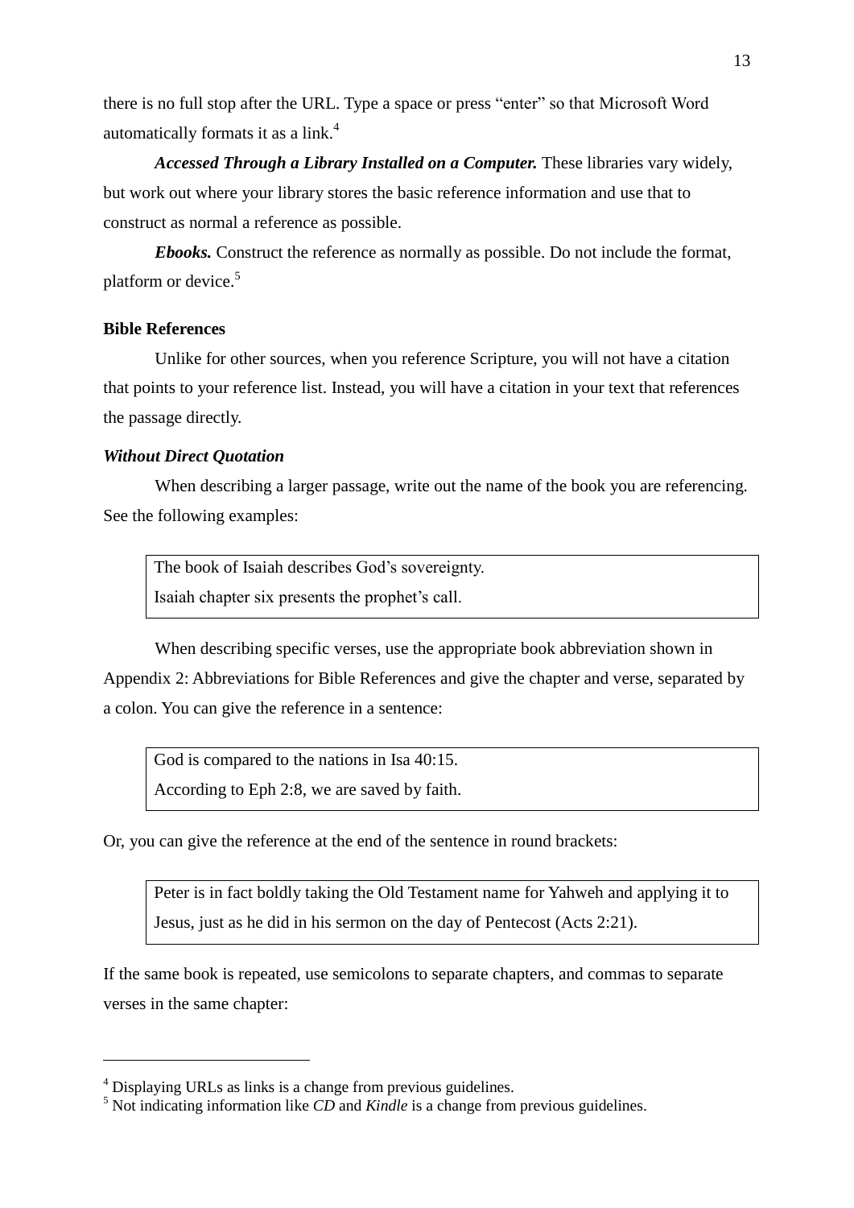there is no full stop after the URL. Type a space or press "enter" so that Microsoft Word automatically formats it as a link.[4]

***Accessed Through a Library Installed on a Computer.*** These libraries vary widely, but work out where your library stores the basic reference information and use that to construct as normal a reference as possible.

***Ebooks.*** Construct the reference as normally as possible. Do not include the format, platform or device.[5]

### Bible References

Unlike for other sources, when you reference Scripture, you will not have a citation that points to your reference list. Instead, you will have a citation in your text that references the passage directly.

#### *Without Direct Quotation*

When describing a larger passage, write out the name of the book you are referencing. See the following examples:

> The book of Isaiah describes God's sovereignty.
> Isaiah chapter six presents the prophet's call.

When describing specific verses, use the appropriate book abbreviation shown in Appendix 2: Abbreviations for Bible References and give the chapter and verse, separated by a colon. You can give the reference in a sentence:

> God is compared to the nations in Isa 40:15.
> According to Eph 2:8, we are saved by faith.

Or, you can give the reference at the end of the sentence in round brackets:

> Peter is in fact boldly taking the Old Testament name for Yahweh and applying it to Jesus, just as he did in his sermon on the day of Pentecost (Acts 2:21).

If the same book is repeated, use semicolons to separate chapters, and commas to separate verses in the same chapter:

---

[4] Displaying URLs as links is a change from previous guidelines.

[5] Not indicating information like *CD* and *Kindle* is a change from previous guidelines.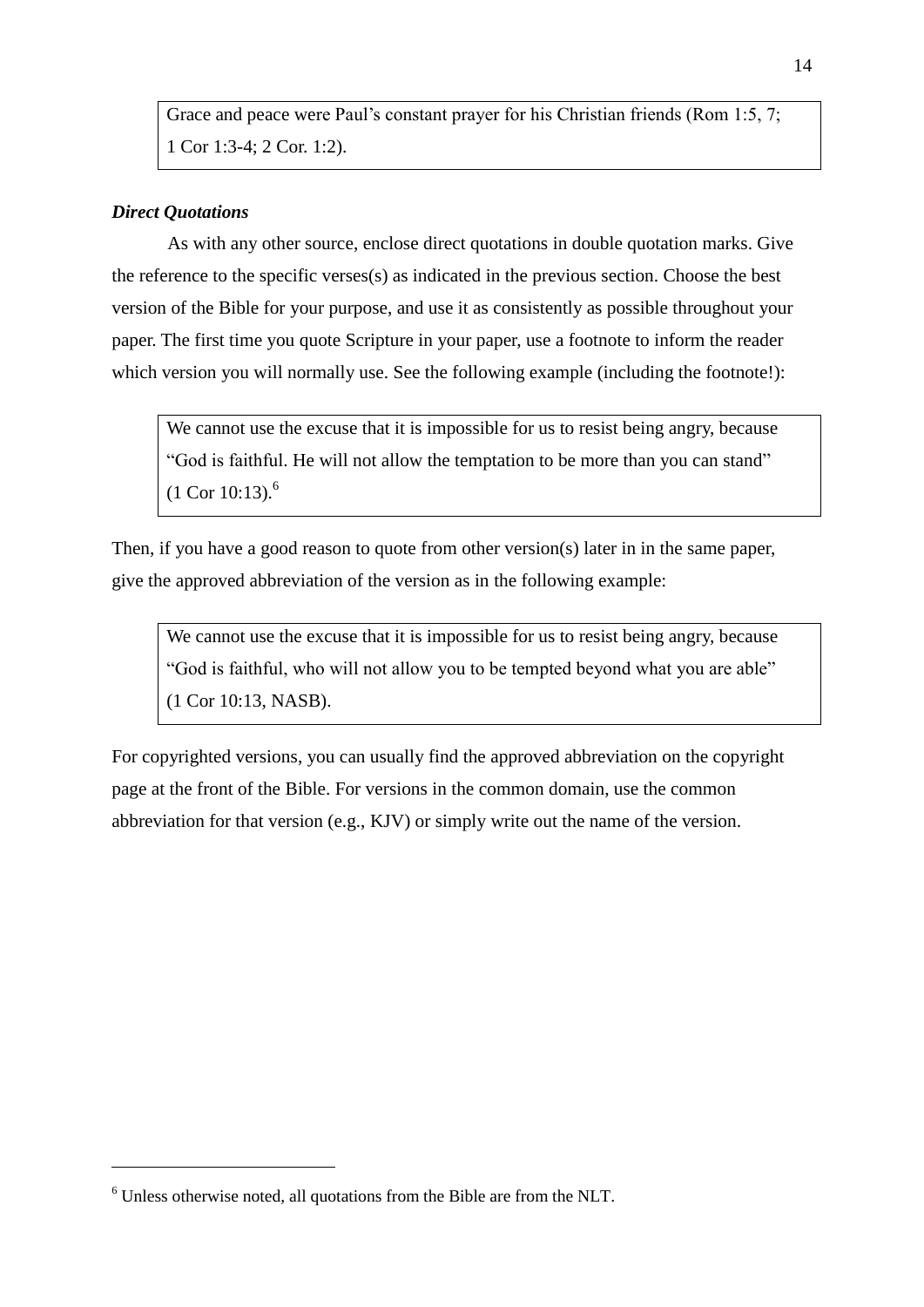> Grace and peace were Paul's constant prayer for his Christian friends (Rom 1:5, 7; 1 Cor 1:3-4; 2 Cor. 1:2).

***Direct Quotations***

As with any other source, enclose direct quotations in double quotation marks. Give the reference to the specific verses(s) as indicated in the previous section. Choose the best version of the Bible for your purpose, and use it as consistently as possible throughout your paper. The first time you quote Scripture in your paper, use a footnote to inform the reader which version you will normally use. See the following example (including the footnote!):

> We cannot use the excuse that it is impossible for us to resist being angry, because "God is faithful. He will not allow the temptation to be more than you can stand" (1 Cor 10:13).[6]

Then, if you have a good reason to quote from other version(s) later in in the same paper, give the approved abbreviation of the version as in the following example:

> We cannot use the excuse that it is impossible for us to resist being angry, because "God is faithful, who will not allow you to be tempted beyond what you are able" (1 Cor 10:13, NASB).

For copyrighted versions, you can usually find the approved abbreviation on the copyright page at the front of the Bible. For versions in the common domain, use the common abbreviation for that version (e.g., KJV) or simply write out the name of the version.

---

[6] Unless otherwise noted, all quotations from the Bible are from the NLT.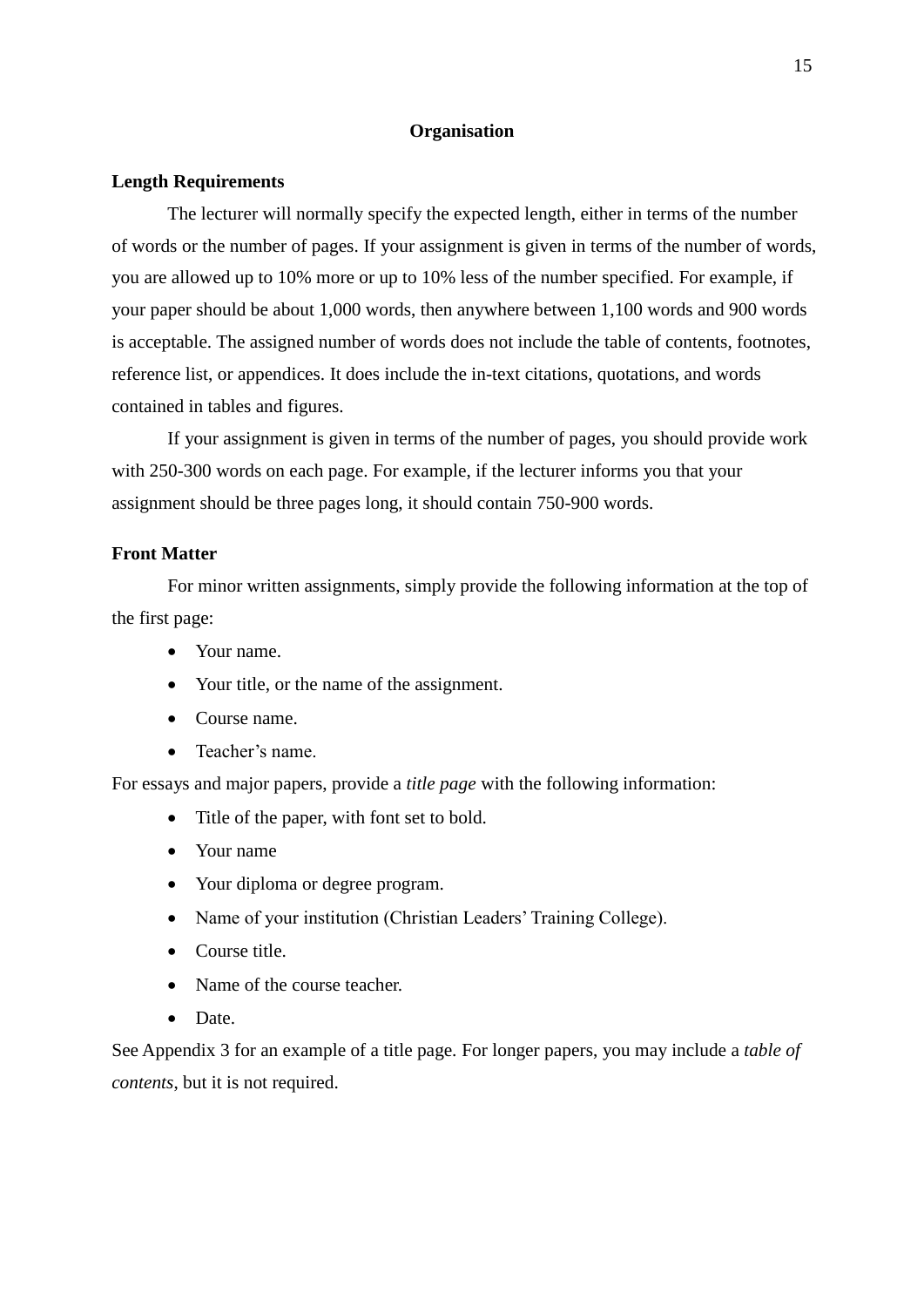## Organisation

### Length Requirements

The lecturer will normally specify the expected length, either in terms of the number of words or the number of pages. If your assignment is given in terms of the number of words, you are allowed up to 10% more or up to 10% less of the number specified. For example, if your paper should be about 1,000 words, then anywhere between 1,100 words and 900 words is acceptable. The assigned number of words does not include the table of contents, footnotes, reference list, or appendices. It does include the in-text citations, quotations, and words contained in tables and figures.

If your assignment is given in terms of the number of pages, you should provide work with 250-300 words on each page. For example, if the lecturer informs you that your assignment should be three pages long, it should contain 750-900 words.

### Front Matter

For minor written assignments, simply provide the following information at the top of the first page:

- Your name.
- Your title, or the name of the assignment.
- Course name.
- Teacher's name.

For essays and major papers, provide a *title page* with the following information:

- Title of the paper, with font set to bold.
- Your name
- Your diploma or degree program.
- Name of your institution (Christian Leaders' Training College).
- Course title.
- Name of the course teacher.
- Date.

See Appendix 3 for an example of a title page. For longer papers, you may include a *table of contents*, but it is not required.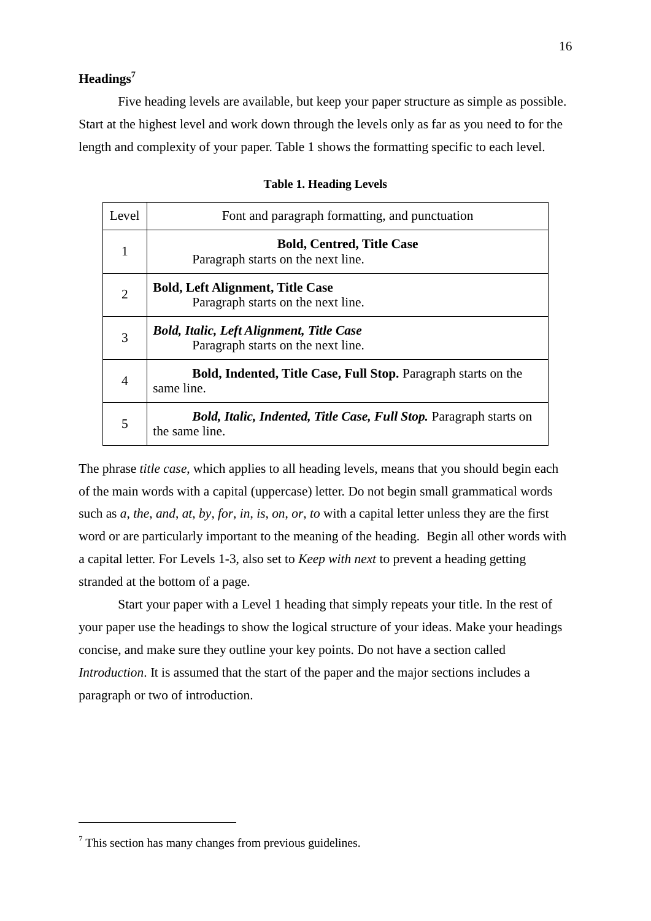## Headings[7]

Five heading levels are available, but keep your paper structure as simple as possible. Start at the highest level and work down through the levels only as far as you need to for the length and complexity of your paper. Table 1 shows the formatting specific to each level.

**Table 1. Heading Levels**

| Level | Font and paragraph formatting, and punctuation |
|---|---|
| 1 | **Bold, Centred, Title Case** Paragraph starts on the next line. |
| 2 | **Bold, Left Alignment, Title Case** Paragraph starts on the next line. |
| 3 | ***Bold, Italic, Left Alignment, Title Case*** Paragraph starts on the next line. |
| 4 | **Bold, Indented, Title Case, Full Stop.** Paragraph starts on the same line. |
| 5 | ***Bold, Italic, Indented, Title Case, Full Stop.*** Paragraph starts on the same line. |

The phrase *title case*, which applies to all heading levels, means that you should begin each of the main words with a capital (uppercase) letter. Do not begin small grammatical words such as *a*, *the*, *and*, *at*, *by*, *for*, *in*, *is*, *on*, *or*, *to* with a capital letter unless they are the first word or are particularly important to the meaning of the heading. Begin all other words with a capital letter. For Levels 1-3, also set to *Keep with next* to prevent a heading getting stranded at the bottom of a page.

Start your paper with a Level 1 heading that simply repeats your title. In the rest of your paper use the headings to show the logical structure of your ideas. Make your headings concise, and make sure they outline your key points. Do not have a section called *Introduction*. It is assumed that the start of the paper and the major sections includes a paragraph or two of introduction.

---

[7] This section has many changes from previous guidelines.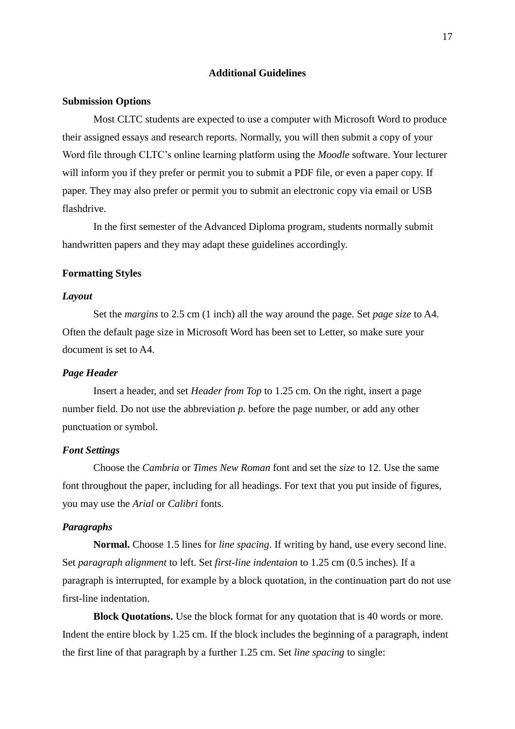## Additional Guidelines

### Submission Options

Most CLTC students are expected to use a computer with Microsoft Word to produce their assigned essays and research reports. Normally, you will then submit a copy of your Word file through CLTC's online learning platform using the *Moodle* software. Your lecturer will inform you if they prefer or permit you to submit a PDF file, or even a paper copy. If paper. They may also prefer or permit you to submit an electronic copy via email or USB flashdrive.

In the first semester of the Advanced Diploma program, students normally submit handwritten papers and they may adapt these guidelines accordingly.

### Formatting Styles

#### *Layout*

Set the *margins* to 2.5 cm (1 inch) all the way around the page. Set *page size* to A4. Often the default page size in Microsoft Word has been set to Letter, so make sure your document is set to A4.

#### *Page Header*

Insert a header, and set *Header from Top* to 1.25 cm. On the right, insert a page number field. Do not use the abbreviation *p.* before the page number, or add any other punctuation or symbol.

#### *Font Settings*

Choose the *Cambria* or *Times New Roman* font and set the *size* to 12. Use the same font throughout the paper, including for all headings. For text that you put inside of figures, you may use the *Arial* or *Calibri* fonts.

#### *Paragraphs*

**Normal.** Choose 1.5 lines for *line spacing*. If writing by hand, use every second line. Set *paragraph alignment* to left. Set *first-line indentaion* to 1.25 cm (0.5 inches). If a paragraph is interrupted, for example by a block quotation, in the continuation part do not use first-line indentation.

**Block Quotations.** Use the block format for any quotation that is 40 words or more. Indent the entire block by 1.25 cm. If the block includes the beginning of a paragraph, indent the first line of that paragraph by a further 1.25 cm. Set *line spacing* to single: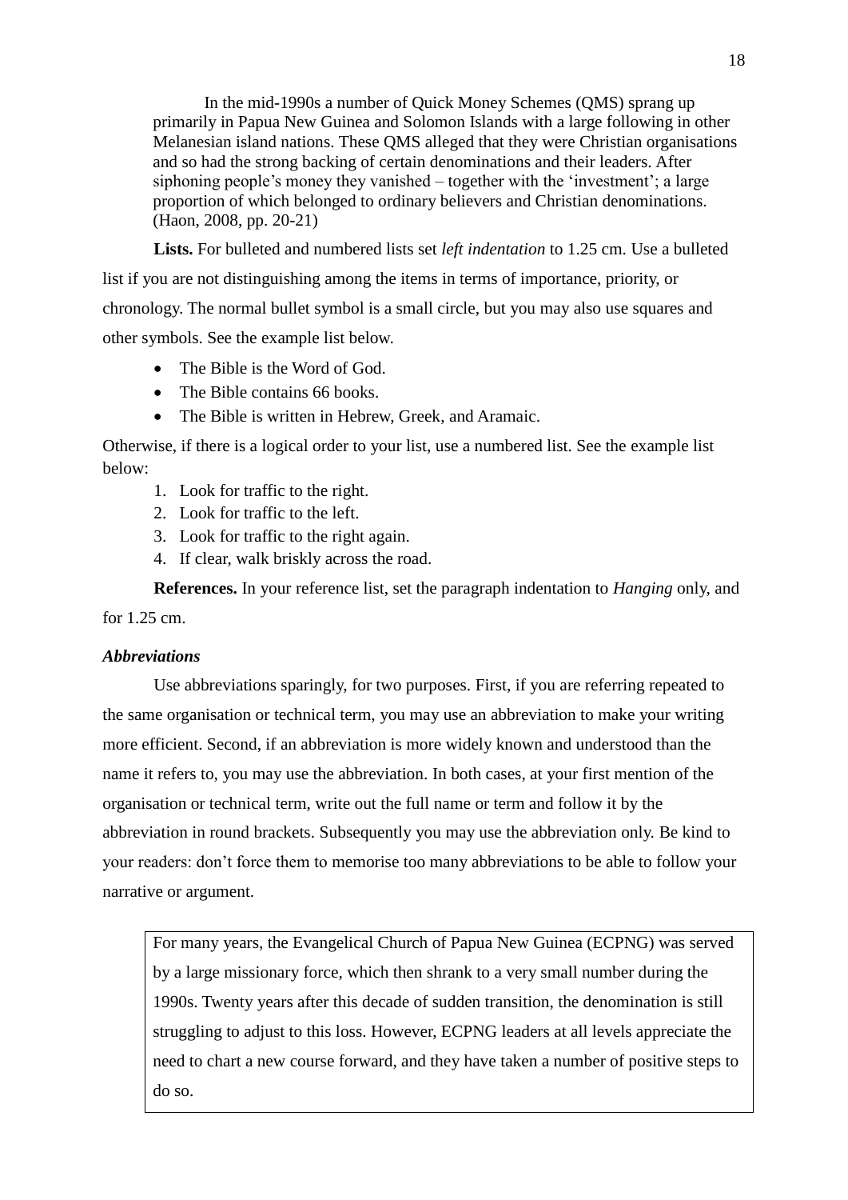> In the mid-1990s a number of Quick Money Schemes (QMS) sprang up primarily in Papua New Guinea and Solomon Islands with a large following in other Melanesian island nations. These QMS alleged that they were Christian organisations and so had the strong backing of certain denominations and their leaders. After siphoning people's money they vanished – together with the 'investment'; a large proportion of which belonged to ordinary believers and Christian denominations. (Haon, 2008, pp. 20-21)

**Lists.** For bulleted and numbered lists set *left indentation* to 1.25 cm. Use a bulleted list if you are not distinguishing among the items in terms of importance, priority, or chronology. The normal bullet symbol is a small circle, but you may also use squares and other symbols. See the example list below.

- The Bible is the Word of God.
- The Bible contains 66 books.
- The Bible is written in Hebrew, Greek, and Aramaic.

Otherwise, if there is a logical order to your list, use a numbered list. See the example list below:

1. Look for traffic to the right.
2. Look for traffic to the left.
3. Look for traffic to the right again.
4. If clear, walk briskly across the road.

**References.** In your reference list, set the paragraph indentation to *Hanging* only, and for 1.25 cm.

### *Abbreviations*

Use abbreviations sparingly, for two purposes. First, if you are referring repeated to the same organisation or technical term, you may use an abbreviation to make your writing more efficient. Second, if an abbreviation is more widely known and understood than the name it refers to, you may use the abbreviation. In both cases, at your first mention of the organisation or technical term, write out the full name or term and follow it by the abbreviation in round brackets. Subsequently you may use the abbreviation only. Be kind to your readers: don't force them to memorise too many abbreviations to be able to follow your narrative or argument.

| For many years, the Evangelical Church of Papua New Guinea (ECPNG) was served by a large missionary force, which then shrank to a very small number during the 1990s. Twenty years after this decade of sudden transition, the denomination is still struggling to adjust to this loss. However, ECPNG leaders at all levels appreciate the need to chart a new course forward, and they have taken a number of positive steps to do so. |
|---|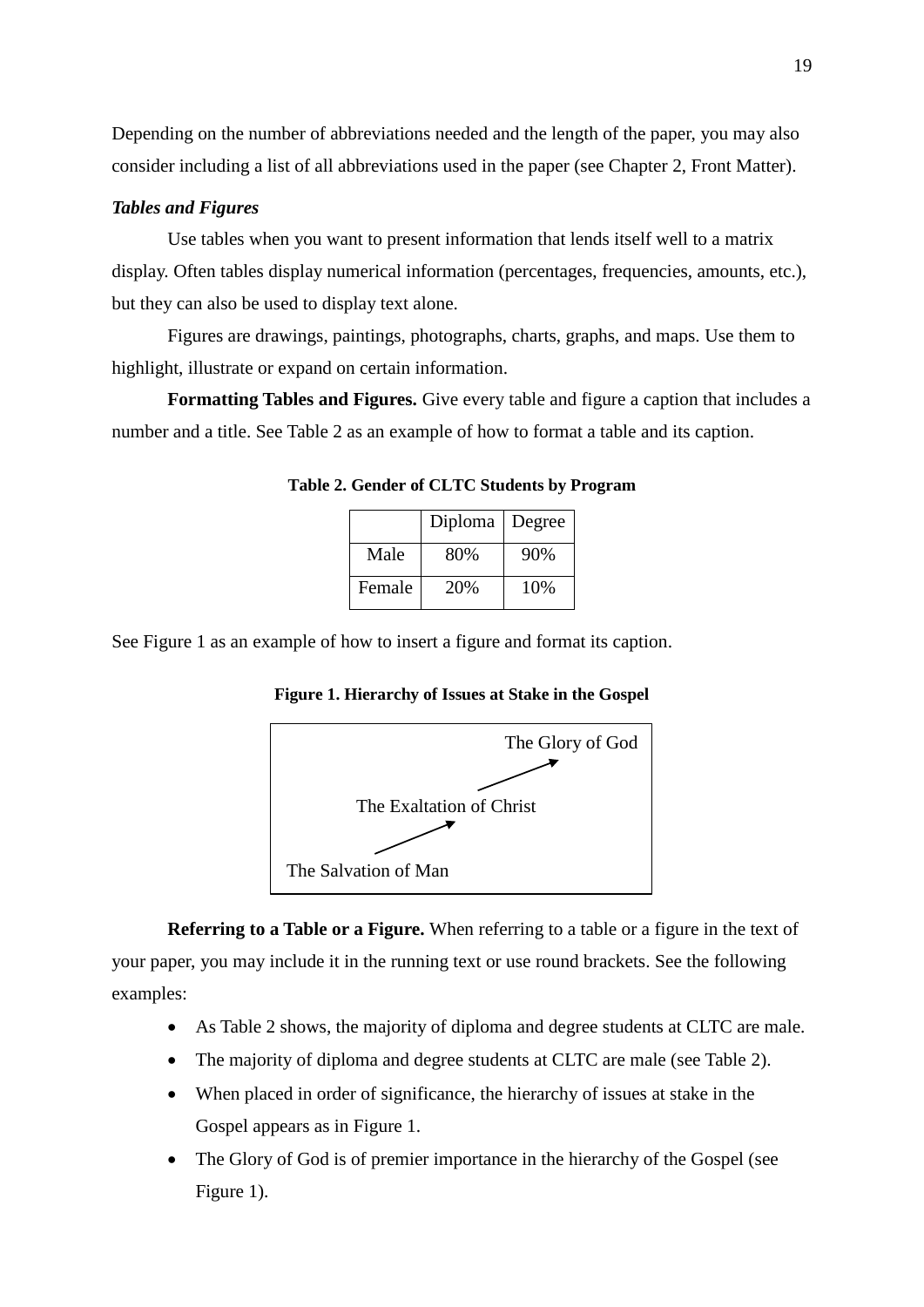Depending on the number of abbreviations needed and the length of the paper, you may also consider including a list of all abbreviations used in the paper (see Chapter 2, Front Matter).

### *Tables and Figures*

Use tables when you want to present information that lends itself well to a matrix display. Often tables display numerical information (percentages, frequencies, amounts, etc.), but they can also be used to display text alone.

Figures are drawings, paintings, photographs, charts, graphs, and maps. Use them to highlight, illustrate or expand on certain information.

**Formatting Tables and Figures.** Give every table and figure a caption that includes a number and a title. See Table 2 as an example of how to format a table and its caption.

**Table 2. Gender of CLTC Students by Program**

| | Diploma | Degree |
|---|---|---|
| Male | 80% | 90% |
| Female | 20% | 10% |

See Figure 1 as an example of how to insert a figure and format its caption.

**Figure 1. Hierarchy of Issues at Stake in the Gospel**

The Glory of God

The Exaltation of Christ

The Salvation of Man

**Referring to a Table or a Figure.** When referring to a table or a figure in the text of your paper, you may include it in the running text or use round brackets. See the following examples:

- As Table 2 shows, the majority of diploma and degree students at CLTC are male.
- The majority of diploma and degree students at CLTC are male (see Table 2).
- When placed in order of significance, the hierarchy of issues at stake in the Gospel appears as in Figure 1.
- The Glory of God is of premier importance in the hierarchy of the Gospel (see Figure 1).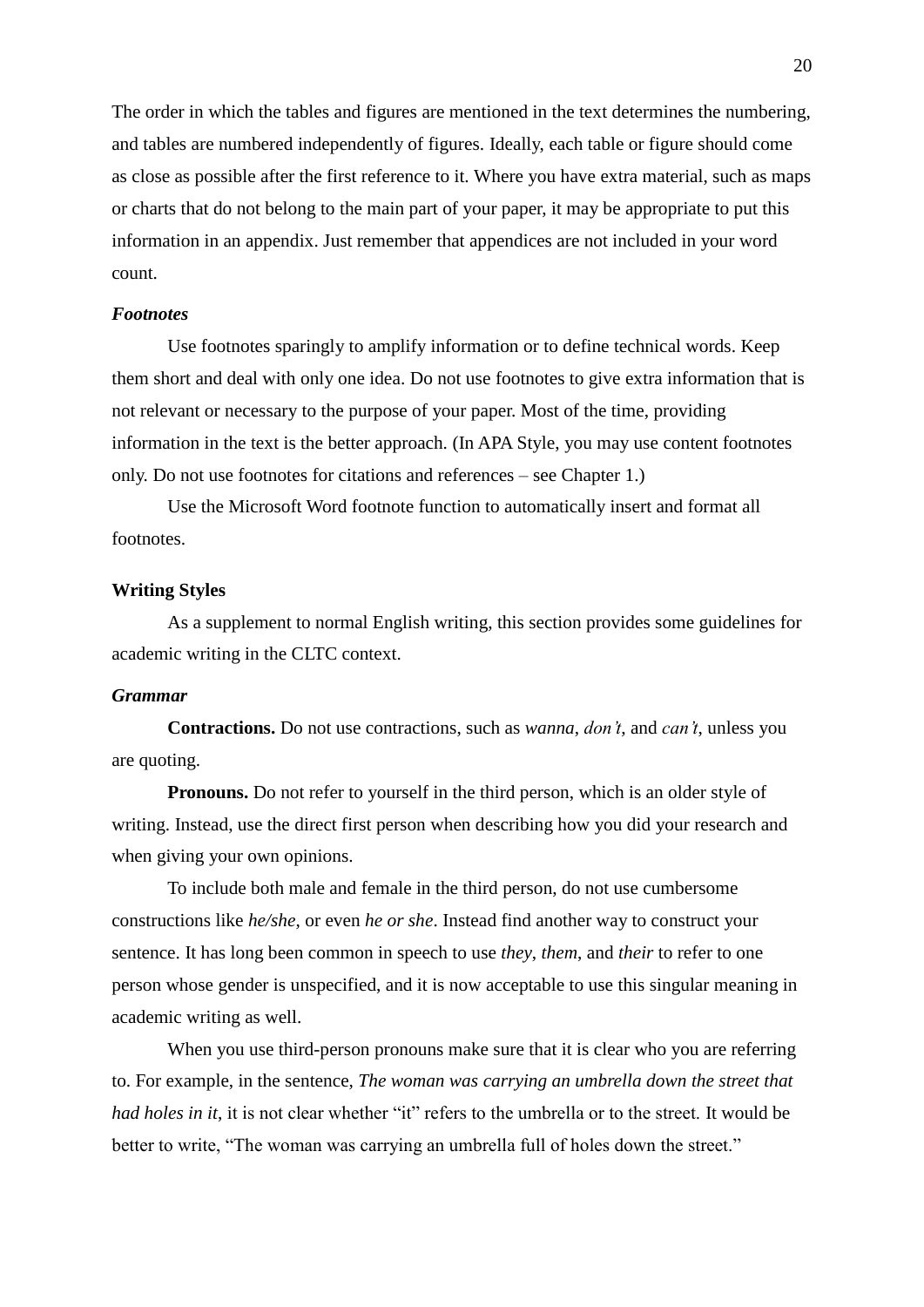The order in which the tables and figures are mentioned in the text determines the numbering, and tables are numbered independently of figures. Ideally, each table or figure should come as close as possible after the first reference to it. Where you have extra material, such as maps or charts that do not belong to the main part of your paper, it may be appropriate to put this information in an appendix. Just remember that appendices are not included in your word count.

### *Footnotes*

Use footnotes sparingly to amplify information or to define technical words. Keep them short and deal with only one idea. Do not use footnotes to give extra information that is not relevant or necessary to the purpose of your paper. Most of the time, providing information in the text is the better approach. (In APA Style, you may use content footnotes only. Do not use footnotes for citations and references – see Chapter 1.)

Use the Microsoft Word footnote function to automatically insert and format all footnotes.

## Writing Styles

As a supplement to normal English writing, this section provides some guidelines for academic writing in the CLTC context.

### *Grammar*

**Contractions.** Do not use contractions, such as *wanna*, *don't*, and *can't*, unless you are quoting.

**Pronouns.** Do not refer to yourself in the third person, which is an older style of writing. Instead, use the direct first person when describing how you did your research and when giving your own opinions.

To include both male and female in the third person, do not use cumbersome constructions like *he/she*, or even *he or she*. Instead find another way to construct your sentence. It has long been common in speech to use *they*, *them*, and *their* to refer to one person whose gender is unspecified, and it is now acceptable to use this singular meaning in academic writing as well.

When you use third-person pronouns make sure that it is clear who you are referring to. For example, in the sentence, *The woman was carrying an umbrella down the street that had holes in it*, it is not clear whether "it" refers to the umbrella or to the street. It would be better to write, "The woman was carrying an umbrella full of holes down the street."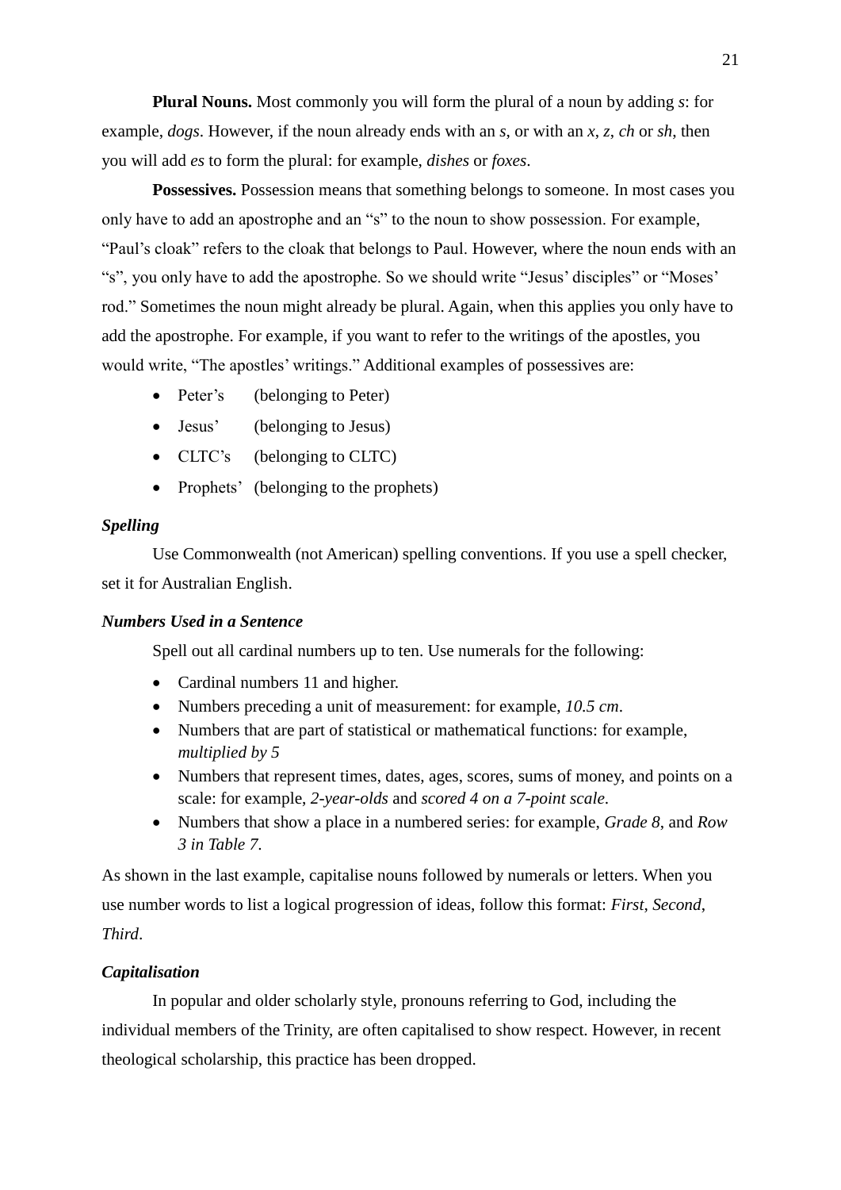**Plural Nouns.** Most commonly you will form the plural of a noun by adding *s*: for example, *dogs*. However, if the noun already ends with an *s*, or with an *x*, *z*, *ch* or *sh*, then you will add *es* to form the plural: for example, *dishes* or *foxes*.

**Possessives.** Possession means that something belongs to someone. In most cases you only have to add an apostrophe and an "s" to the noun to show possession. For example, "Paul's cloak" refers to the cloak that belongs to Paul. However, where the noun ends with an "s", you only have to add the apostrophe. So we should write "Jesus' disciples" or "Moses' rod." Sometimes the noun might already be plural. Again, when this applies you only have to add the apostrophe. For example, if you want to refer to the writings of the apostles, you would write, "The apostles' writings." Additional examples of possessives are:

- Peter's (belonging to Peter)
- Jesus' (belonging to Jesus)
- CLTC's (belonging to CLTC)
- Prophets' (belonging to the prophets)

### *Spelling*

Use Commonwealth (not American) spelling conventions. If you use a spell checker, set it for Australian English.

### *Numbers Used in a Sentence*

Spell out all cardinal numbers up to ten. Use numerals for the following:

- Cardinal numbers 11 and higher.
- Numbers preceding a unit of measurement: for example, *10.5 cm*.
- Numbers that are part of statistical or mathematical functions: for example, *multiplied by 5*
- Numbers that represent times, dates, ages, scores, sums of money, and points on a scale: for example, *2-year-olds* and *scored 4 on a 7-point scale*.
- Numbers that show a place in a numbered series: for example, *Grade 8*, and *Row 3 in Table 7*.

As shown in the last example, capitalise nouns followed by numerals or letters. When you use number words to list a logical progression of ideas, follow this format: *First*, *Second*, *Third*.

### *Capitalisation*

In popular and older scholarly style, pronouns referring to God, including the individual members of the Trinity, are often capitalised to show respect. However, in recent theological scholarship, this practice has been dropped.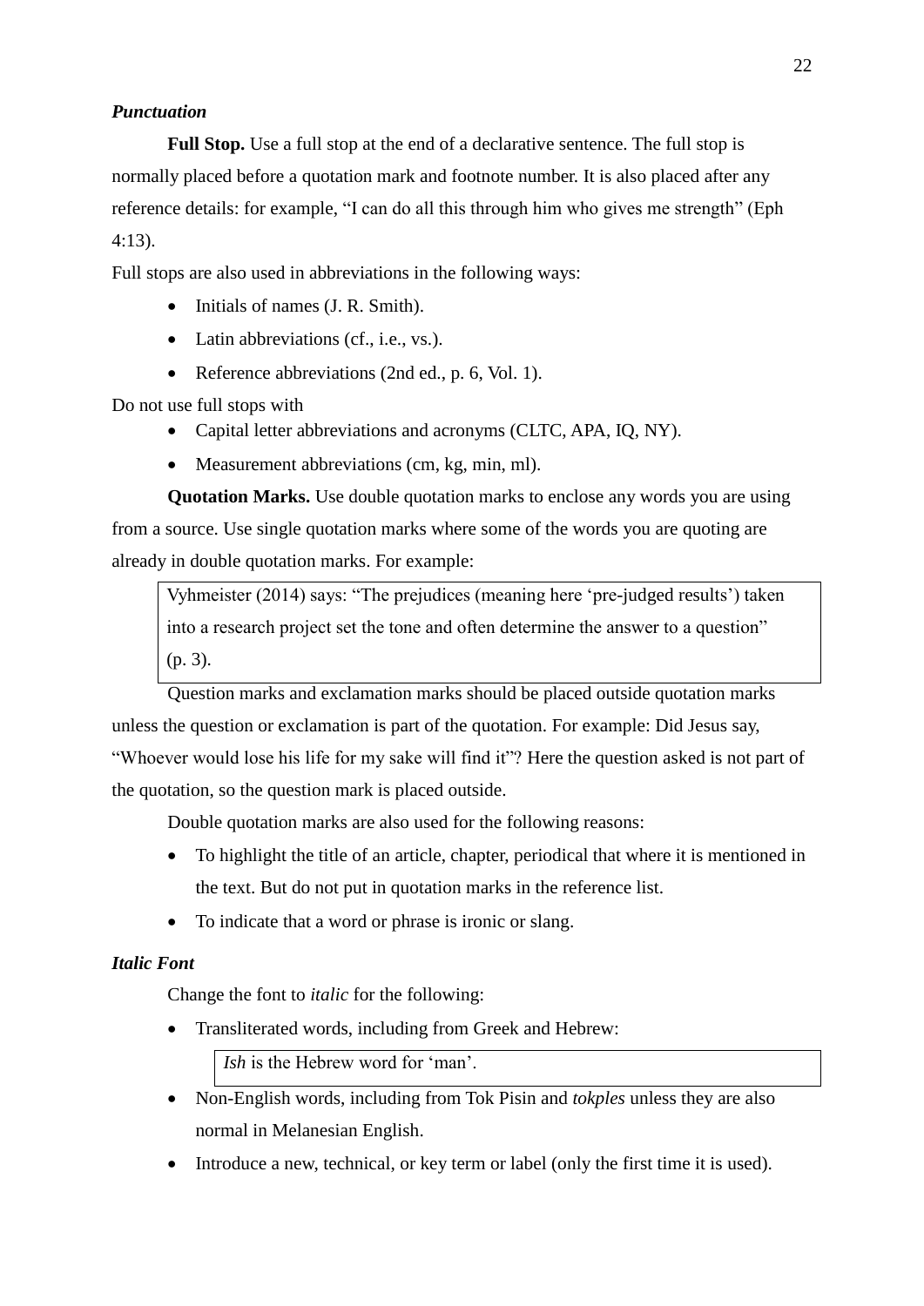### *Punctuation*

**Full Stop.** Use a full stop at the end of a declarative sentence. The full stop is normally placed before a quotation mark and footnote number. It is also placed after any reference details: for example, "I can do all this through him who gives me strength" (Eph 4:13).

Full stops are also used in abbreviations in the following ways:

- Initials of names (J. R. Smith).
- Latin abbreviations (cf., i.e., vs.).
- Reference abbreviations (2nd ed., p. 6, Vol. 1).

Do not use full stops with

- Capital letter abbreviations and acronyms (CLTC, APA, IQ, NY).
- Measurement abbreviations (cm, kg, min, ml).

**Quotation Marks.** Use double quotation marks to enclose any words you are using from a source. Use single quotation marks where some of the words you are quoting are already in double quotation marks. For example:

> Vyhmeister (2014) says: "The prejudices (meaning here 'pre-judged results') taken into a research project set the tone and often determine the answer to a question" (p. 3).

Question marks and exclamation marks should be placed outside quotation marks unless the question or exclamation is part of the quotation. For example: Did Jesus say, "Whoever would lose his life for my sake will find it"? Here the question asked is not part of the quotation, so the question mark is placed outside.

Double quotation marks are also used for the following reasons:

- To highlight the title of an article, chapter, periodical that where it is mentioned in the text. But do not put in quotation marks in the reference list.
- To indicate that a word or phrase is ironic or slang.

### *Italic Font*

Change the font to *italic* for the following:

- Transliterated words, including from Greek and Hebrew:

  > *Ish* is the Hebrew word for 'man'.

- Non-English words, including from Tok Pisin and *tokples* unless they are also normal in Melanesian English.
- Introduce a new, technical, or key term or label (only the first time it is used).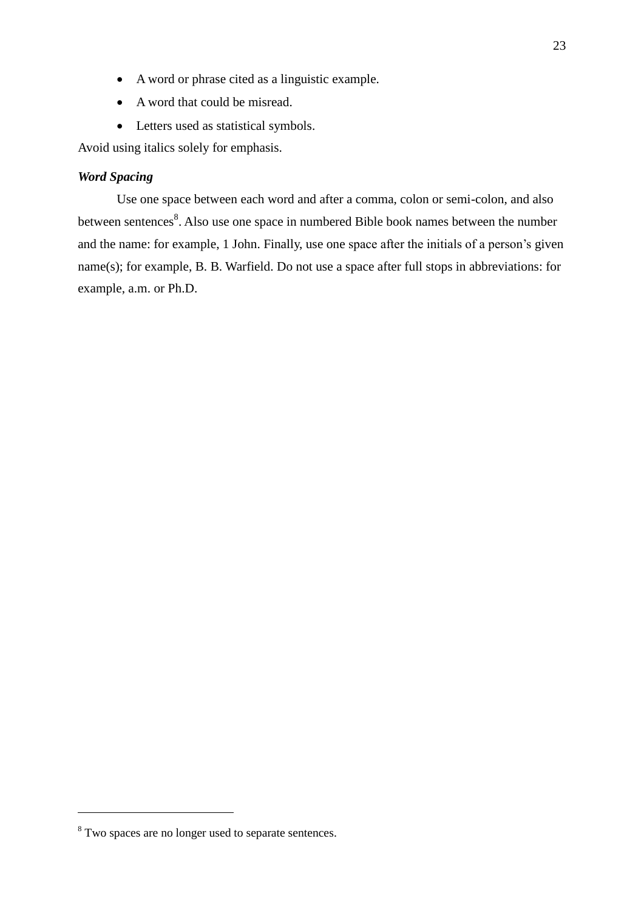- A word or phrase cited as a linguistic example.
- A word that could be misread.
- Letters used as statistical symbols.

Avoid using italics solely for emphasis.

### *Word Spacing*

Use one space between each word and after a comma, colon or semi-colon, and also between sentences[8]. Also use one space in numbered Bible book names between the number and the name: for example, 1 John. Finally, use one space after the initials of a person's given name(s); for example, B. B. Warfield. Do not use a space after full stops in abbreviations: for example, a.m. or Ph.D.

---

[8] Two spaces are no longer used to separate sentences.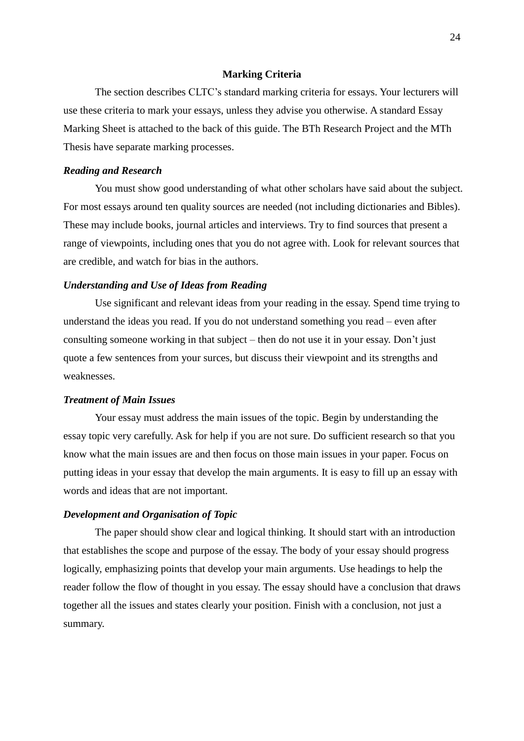## Marking Criteria

The section describes CLTC's standard marking criteria for essays. Your lecturers will use these criteria to mark your essays, unless they advise you otherwise. A standard Essay Marking Sheet is attached to the back of this guide. The BTh Research Project and the MTh Thesis have separate marking processes.

### *Reading and Research*

You must show good understanding of what other scholars have said about the subject. For most essays around ten quality sources are needed (not including dictionaries and Bibles). These may include books, journal articles and interviews. Try to find sources that present a range of viewpoints, including ones that you do not agree with. Look for relevant sources that are credible, and watch for bias in the authors.

### *Understanding and Use of Ideas from Reading*

Use significant and relevant ideas from your reading in the essay. Spend time trying to understand the ideas you read. If you do not understand something you read – even after consulting someone working in that subject – then do not use it in your essay. Don't just quote a few sentences from your surces, but discuss their viewpoint and its strengths and weaknesses.

### *Treatment of Main Issues*

Your essay must address the main issues of the topic. Begin by understanding the essay topic very carefully. Ask for help if you are not sure. Do sufficient research so that you know what the main issues are and then focus on those main issues in your paper. Focus on putting ideas in your essay that develop the main arguments. It is easy to fill up an essay with words and ideas that are not important.

### *Development and Organisation of Topic*

The paper should show clear and logical thinking. It should start with an introduction that establishes the scope and purpose of the essay. The body of your essay should progress logically, emphasizing points that develop your main arguments. Use headings to help the reader follow the flow of thought in you essay. The essay should have a conclusion that draws together all the issues and states clearly your position. Finish with a conclusion, not just a summary.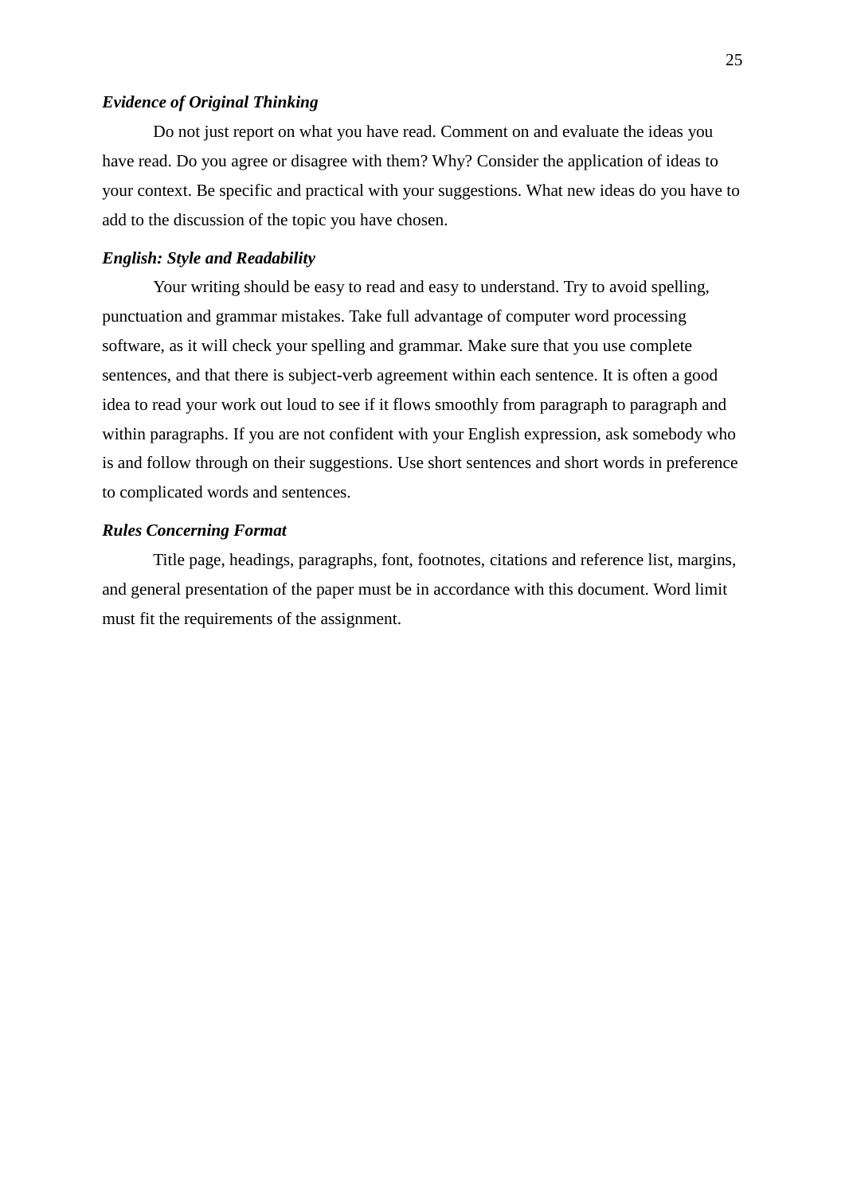***Evidence of Original Thinking***

Do not just report on what you have read. Comment on and evaluate the ideas you have read. Do you agree or disagree with them? Why? Consider the application of ideas to your context. Be specific and practical with your suggestions. What new ideas do you have to add to the discussion of the topic you have chosen.

***English: Style and Readability***

Your writing should be easy to read and easy to understand. Try to avoid spelling, punctuation and grammar mistakes. Take full advantage of computer word processing software, as it will check your spelling and grammar. Make sure that you use complete sentences, and that there is subject-verb agreement within each sentence. It is often a good idea to read your work out loud to see if it flows smoothly from paragraph to paragraph and within paragraphs. If you are not confident with your English expression, ask somebody who is and follow through on their suggestions. Use short sentences and short words in preference to complicated words and sentences.

***Rules Concerning Format***

Title page, headings, paragraphs, font, footnotes, citations and reference list, margins, and general presentation of the paper must be in accordance with this document. Word limit must fit the requirements of the assignment.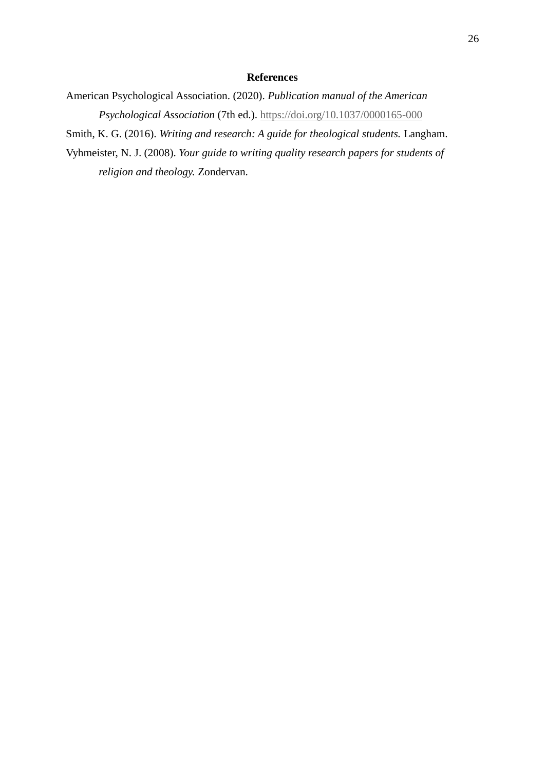# References

American Psychological Association. (2020). *Publication manual of the American Psychological Association* (7th ed.). https://doi.org/10.1037/0000165-000

Smith, K. G. (2016). *Writing and research: A guide for theological students.* Langham.

Vyhmeister, N. J. (2008). *Your guide to writing quality research papers for students of religion and theology.* Zondervan.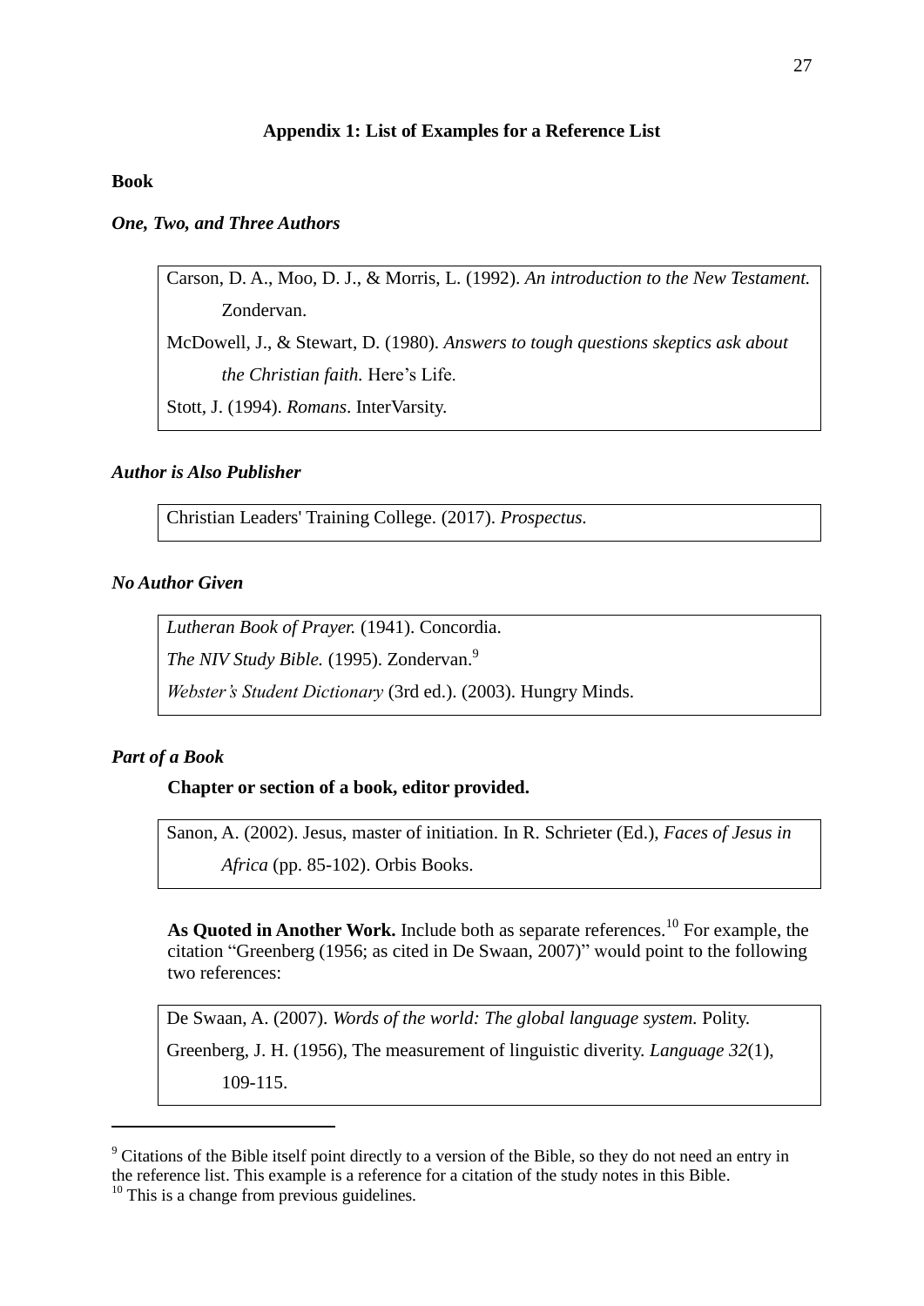## Appendix 1: List of Examples for a Reference List

**Book**

***One, Two, and Three Authors***

Carson, D. A., Moo, D. J., & Morris, L. (1992). *An introduction to the New Testament.* Zondervan.

McDowell, J., & Stewart, D. (1980). *Answers to tough questions skeptics ask about the Christian faith.* Here's Life.

Stott, J. (1994). *Romans*. InterVarsity.

***Author is Also Publisher***

Christian Leaders' Training College. (2017). *Prospectus.*

***No Author Given***

*Lutheran Book of Prayer.* (1941). Concordia.

*The NIV Study Bible.* (1995). Zondervan.[9]

*Webster's Student Dictionary* (3rd ed.). (2003). Hungry Minds.

***Part of a Book***

**Chapter or section of a book, editor provided.**

Sanon, A. (2002). Jesus, master of initiation. In R. Schrieter (Ed.), *Faces of Jesus in Africa* (pp. 85-102). Orbis Books.

**As Quoted in Another Work.** Include both as separate references.[10] For example, the citation "Greenberg (1956; as cited in De Swaan, 2007)" would point to the following two references:

De Swaan, A. (2007). *Words of the world: The global language system.* Polity.

Greenberg, J. H. (1956), The measurement of linguistic diverity. *Language 32*(1), 109-115.

---

[9] Citations of the Bible itself point directly to a version of the Bible, so they do not need an entry in the reference list. This example is a reference for a citation of the study notes in this Bible.

[10] This is a change from previous guidelines.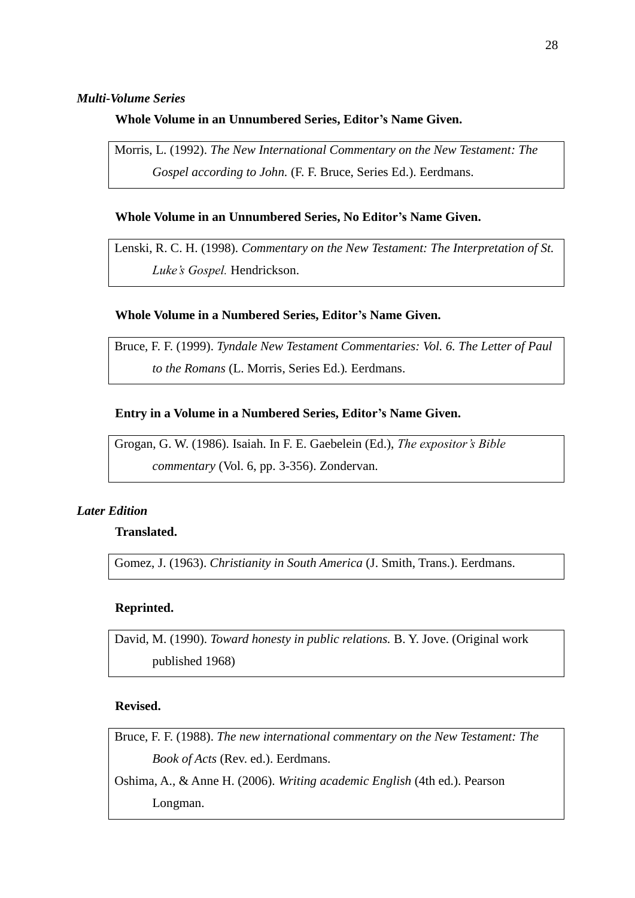### *Multi-Volume Series*

**Whole Volume in an Unnumbered Series, Editor's Name Given.**

Morris, L. (1992). *The New International Commentary on the New Testament: The Gospel according to John.* (F. F. Bruce, Series Ed.). Eerdmans.

**Whole Volume in an Unnumbered Series, No Editor's Name Given.**

Lenski, R. C. H. (1998). *Commentary on the New Testament: The Interpretation of St. Luke's Gospel.* Hendrickson.

**Whole Volume in a Numbered Series, Editor's Name Given.**

Bruce, F. F. (1999). *Tyndale New Testament Commentaries: Vol. 6. The Letter of Paul to the Romans* (L. Morris, Series Ed.). Eerdmans.

**Entry in a Volume in a Numbered Series, Editor's Name Given.**

Grogan, G. W. (1986). Isaiah. In F. E. Gaebelein (Ed.), *The expositor's Bible commentary* (Vol. 6, pp. 3-356). Zondervan.

### *Later Edition*

**Translated.**

Gomez, J. (1963). *Christianity in South America* (J. Smith, Trans.). Eerdmans.

**Reprinted.**

David, M. (1990). *Toward honesty in public relations.* B. Y. Jove. (Original work published 1968)

**Revised.**

Bruce, F. F. (1988). *The new international commentary on the New Testament: The Book of Acts* (Rev. ed.). Eerdmans.

Oshima, A., & Anne H. (2006). *Writing academic English* (4th ed.). Pearson Longman.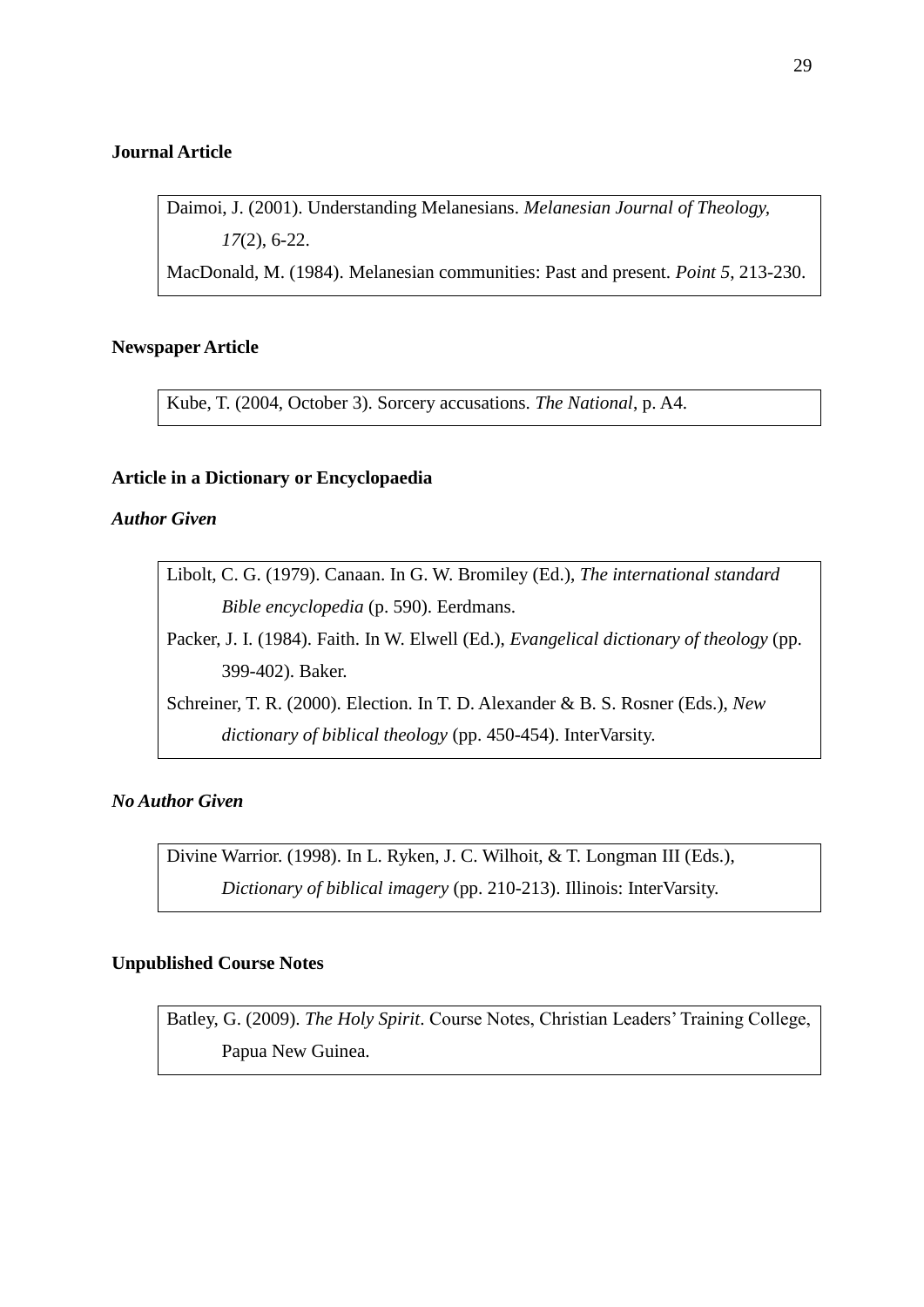**Journal Article**

Daimoi, J. (2001). Understanding Melanesians. *Melanesian Journal of Theology, 17*(2), 6-22.

MacDonald, M. (1984). Melanesian communities: Past and present. *Point 5*, 213-230.

**Newspaper Article**

Kube, T. (2004, October 3). Sorcery accusations. *The National*, p. A4.

**Article in a Dictionary or Encyclopaedia**

***Author Given***

Libolt, C. G. (1979). Canaan. In G. W. Bromiley (Ed.), *The international standard Bible encyclopedia* (p. 590). Eerdmans.

Packer, J. I. (1984). Faith. In W. Elwell (Ed.), *Evangelical dictionary of theology* (pp. 399-402). Baker.

Schreiner, T. R. (2000). Election. In T. D. Alexander & B. S. Rosner (Eds.), *New dictionary of biblical theology* (pp. 450-454). InterVarsity.

***No Author Given***

Divine Warrior. (1998). In L. Ryken, J. C. Wilhoit, & T. Longman III (Eds.), *Dictionary of biblical imagery* (pp. 210-213). Illinois: InterVarsity.

**Unpublished Course Notes**

Batley, G. (2009). *The Holy Spirit*. Course Notes, Christian Leaders' Training College, Papua New Guinea.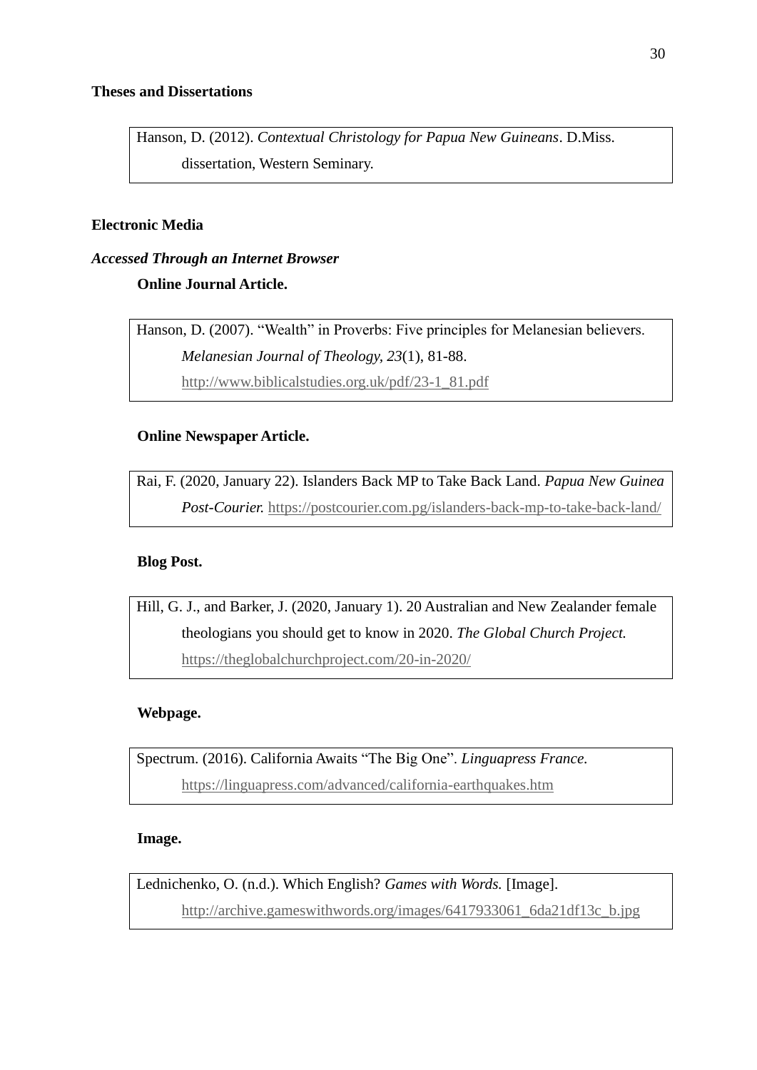**Theses and Dissertations**

Hanson, D. (2012). *Contextual Christology for Papua New Guineans*. D.Miss. dissertation, Western Seminary.

**Electronic Media**

***Accessed Through an Internet Browser***

**Online Journal Article.**

Hanson, D. (2007). “Wealth” in Proverbs: Five principles for Melanesian believers. *Melanesian Journal of Theology*, *23*(1), 81-88. http://www.biblicalstudies.org.uk/pdf/23-1_81.pdf

**Online Newspaper Article.**

Rai, F. (2020, January 22). Islanders Back MP to Take Back Land. *Papua New Guinea Post-Courier.* https://postcourier.com.pg/islanders-back-mp-to-take-back-land/

**Blog Post.**

Hill, G. J., and Barker, J. (2020, January 1). 20 Australian and New Zealander female theologians you should get to know in 2020. *The Global Church Project.* https://theglobalchurchproject.com/20-in-2020/

**Webpage.**

Spectrum. (2016). California Awaits “The Big One”. *Linguapress France.* https://linguapress.com/advanced/california-earthquakes.htm

**Image.**

Lednichenko, O. (n.d.). Which English? *Games with Words.* [Image]. http://archive.gameswithwords.org/images/6417933061_6da21df13c_b.jpg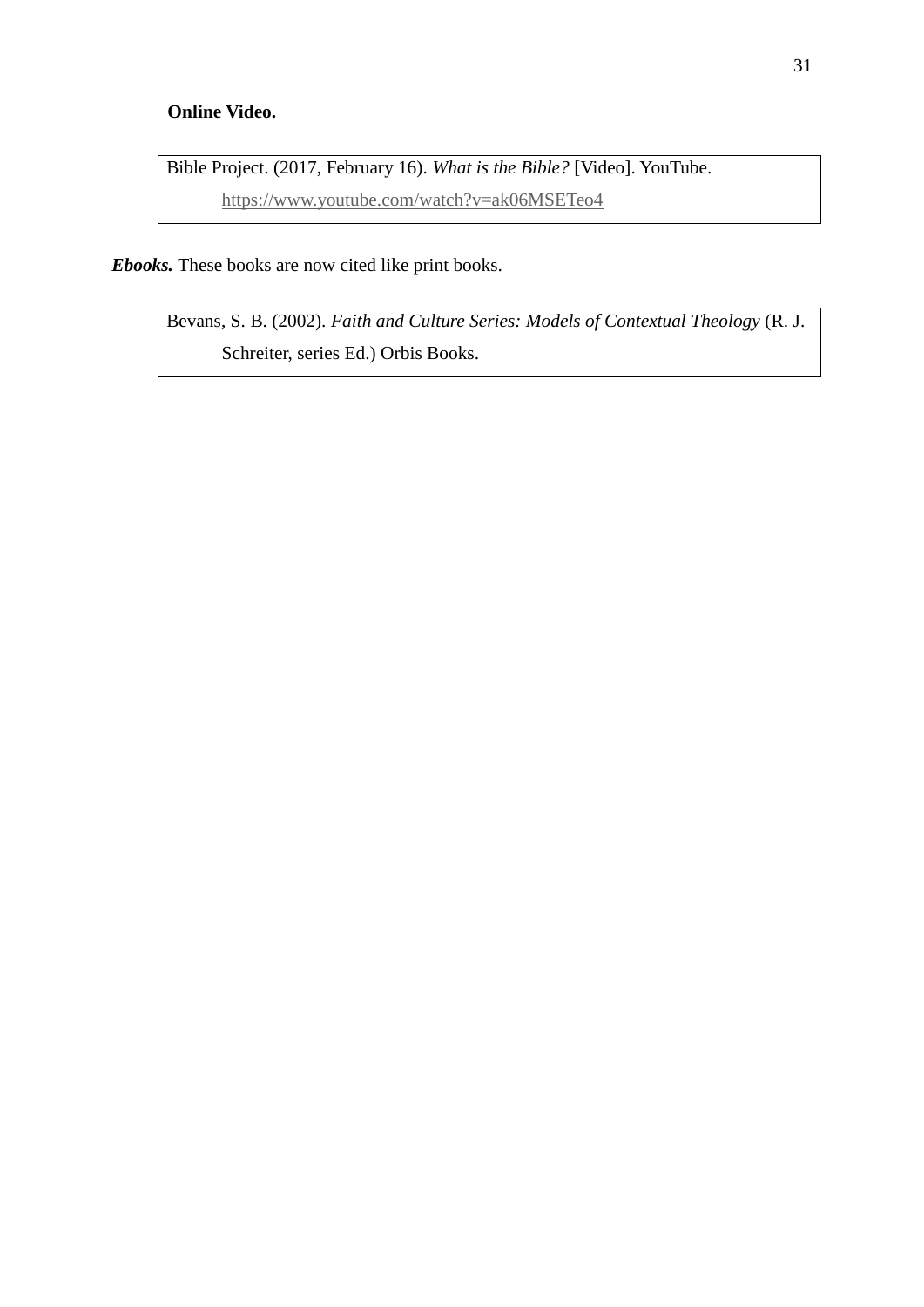**Online Video.**

> Bible Project. (2017, February 16). *What is the Bible?* [Video]. YouTube. https://www.youtube.com/watch?v=ak06MSETeo4

***Ebooks.*** These books are now cited like print books.

> Bevans, S. B. (2002). *Faith and Culture Series: Models of Contextual Theology* (R. J. Schreiter, series Ed.) Orbis Books.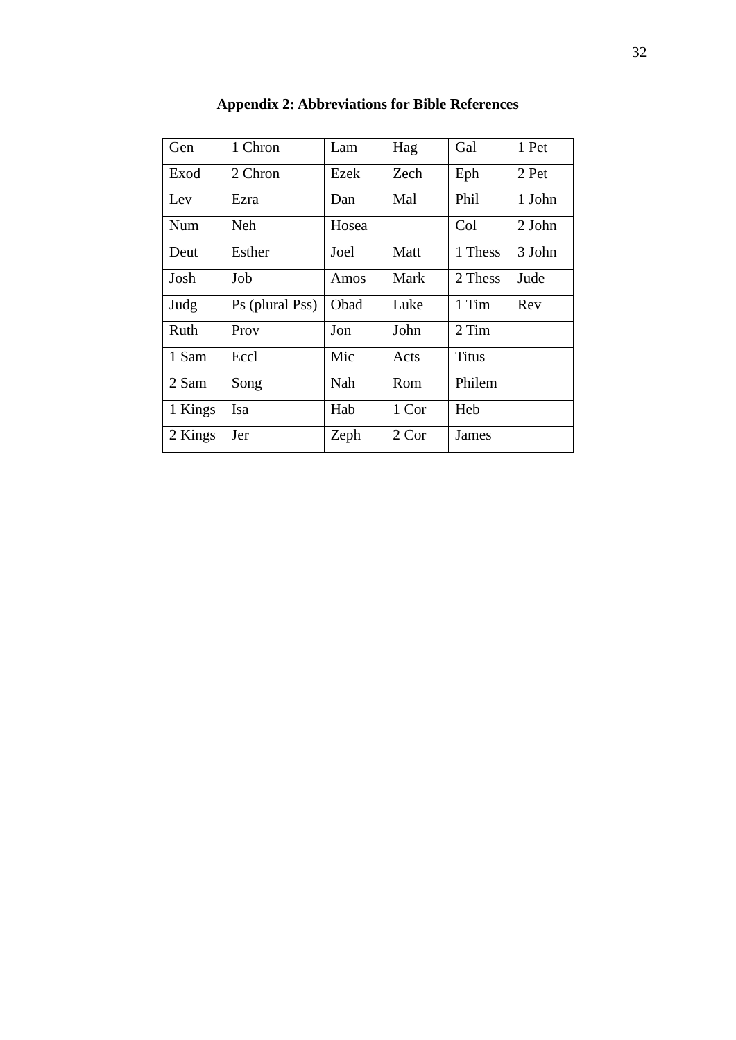## Appendix 2: Abbreviations for Bible References

| Gen | 1 Chron | Lam | Hag | Gal | 1 Pet |
|---|---|---|---|---|---|
| Exod | 2 Chron | Ezek | Zech | Eph | 2 Pet |
| Lev | Ezra | Dan | Mal | Phil | 1 John |
| Num | Neh | Hosea | | Col | 2 John |
| Deut | Esther | Joel | Matt | 1 Thess | 3 John |
| Josh | Job | Amos | Mark | 2 Thess | Jude |
| Judg | Ps (plural Pss) | Obad | Luke | 1 Tim | Rev |
| Ruth | Prov | Jon | John | 2 Tim | |
| 1 Sam | Eccl | Mic | Acts | Titus | |
| 2 Sam | Song | Nah | Rom | Philem | |
| 1 Kings | Isa | Hab | 1 Cor | Heb | |
| 2 Kings | Jer | Zeph | 2 Cor | James | |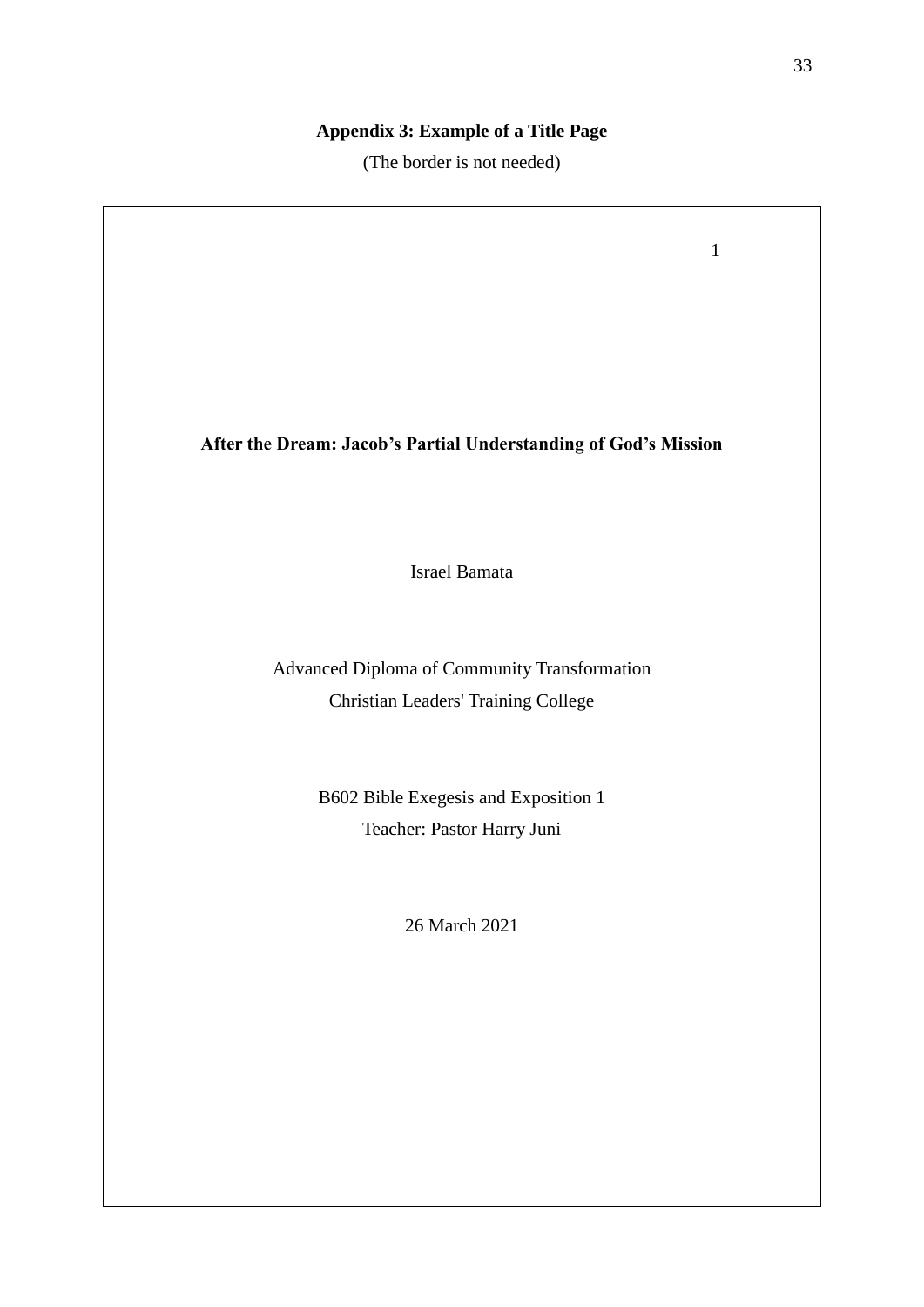## Appendix 3: Example of a Title Page

(The border is not needed)

1

**After the Dream: Jacob's Partial Understanding of God's Mission**

Israel Bamata

Advanced Diploma of Community Transformation

Christian Leaders' Training College

B602 Bible Exegesis and Exposition 1

Teacher: Pastor Harry Juni

26 March 2021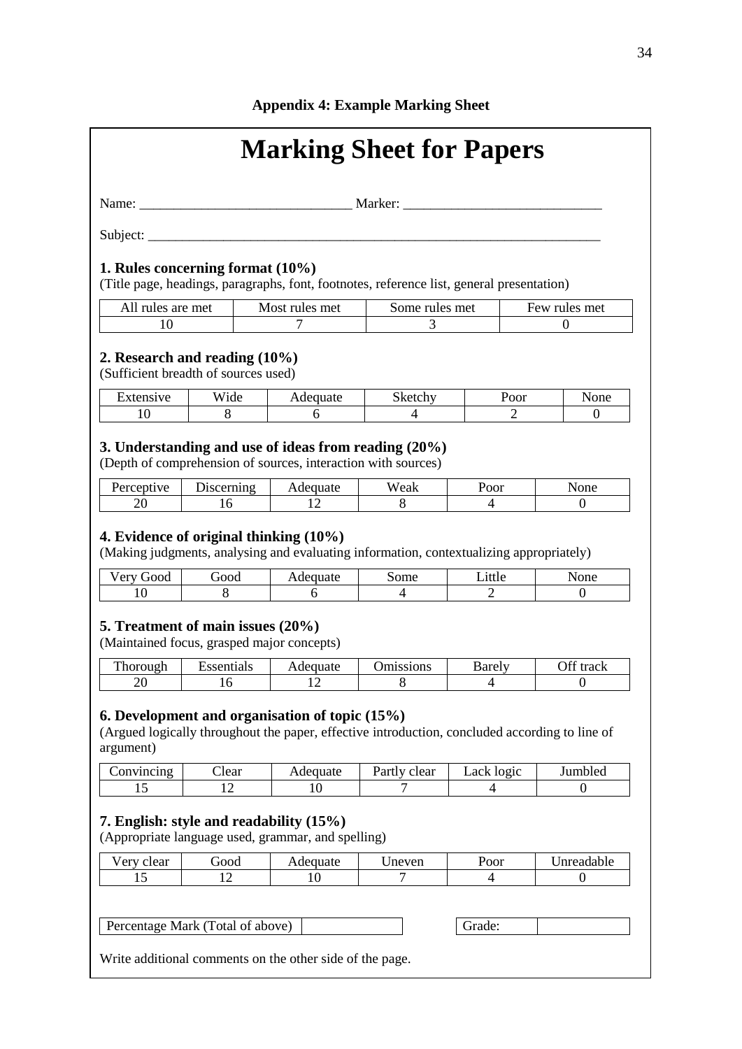## Appendix 4: Example Marking Sheet

# Marking Sheet for Papers

Name: ______________________________ Marker: ____________________________

Subject: __________________________________________________________________

### 1. Rules concerning format (10%)

(Title page, headings, paragraphs, font, footnotes, reference list, general presentation)

| All rules are met | Most rules met | Some rules met | Few rules met |
|---|---|---|---|
| 10 | 7 | 3 | 0 |

### 2. Research and reading (10%)

(Sufficient breadth of sources used)

| Extensive | Wide | Adequate | Sketchy | Poor | None |
|---|---|---|---|---|---|
| 10 | 8 | 6 | 4 | 2 | 0 |

### 3. Understanding and use of ideas from reading (20%)

(Depth of comprehension of sources, interaction with sources)

| Perceptive | Discerning | Adequate | Weak | Poor | None |
|---|---|---|---|---|---|
| 20 | 16 | 12 | 8 | 4 | 0 |

### 4. Evidence of original thinking (10%)

(Making judgments, analysing and evaluating information, contextualizing appropriately)

| Very Good | Good | Adequate | Some | Little | None |
|---|---|---|---|---|---|
| 10 | 8 | 6 | 4 | 2 | 0 |

### 5. Treatment of main issues (20%)

(Maintained focus, grasped major concepts)

| Thorough | Essentials | Adequate | Omissions | Barely | Off track |
|---|---|---|---|---|---|
| 20 | 16 | 12 | 8 | 4 | 0 |

### 6. Development and organisation of topic (15%)

(Argued logically throughout the paper, effective introduction, concluded according to line of argument)

| Convincing | Clear | Adequate | Partly clear | Lack logic | Jumbled |
|---|---|---|---|---|---|
| 15 | 12 | 10 | 7 | 4 | 0 |

### 7. English: style and readability (15%)

(Appropriate language used, grammar, and spelling)

| Very clear | Good | Adequate | Uneven | Poor | Unreadable |
|---|---|---|---|---|---|
| 15 | 12 | 10 | 7 | 4 | 0 |

| Percentage Mark (Total of above) | | | Grade: | |
|---|---|---|---|---|

Write additional comments on the other side of the page.